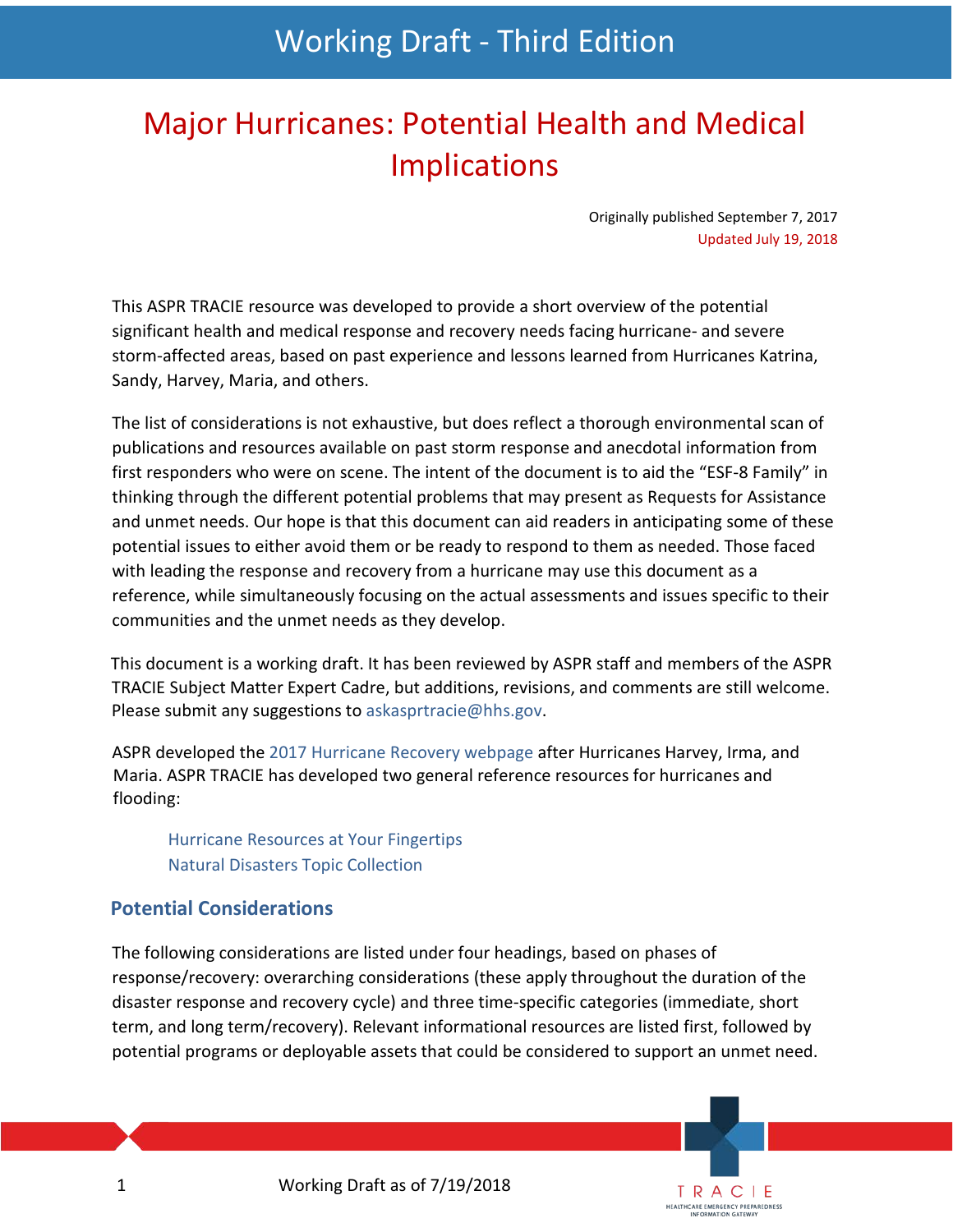Working Draft - Third Edition

# Major Hurricanes: Potential Health and Medical Implications

Originally published September 7, 2017
Updated July 19, 2018

This ASPR TRACIE resource was developed to provide a short overview of the potential significant health and medical response and recovery needs facing hurricane- and severe storm-affected areas, based on past experience and lessons learned from Hurricanes Katrina, Sandy, Harvey, Maria, and others.

The list of considerations is not exhaustive, but does reflect a thorough environmental scan of publications and resources available on past storm response and anecdotal information from first responders who were on scene. The intent of the document is to aid the "ESF-8 Family" in thinking through the different potential problems that may present as Requests for Assistance and unmet needs. Our hope is that this document can aid readers in anticipating some of these potential issues to either avoid them or be ready to respond to them as needed. Those faced with leading the response and recovery from a hurricane may use this document as a reference, while simultaneously focusing on the actual assessments and issues specific to their communities and the unmet needs as they develop.

This document is a working draft. It has been reviewed by ASPR staff and members of the ASPR TRACIE Subject Matter Expert Cadre, but additions, revisions, and comments are still welcome. Please submit any suggestions to askasprtracie@hhs.gov.

ASPR developed the 2017 Hurricane Recovery webpage after Hurricanes Harvey, Irma, and Maria. ASPR TRACIE has developed two general reference resources for hurricanes and flooding:

- Hurricane Resources at Your Fingertips
- Natural Disasters Topic Collection

## Potential Considerations

The following considerations are listed under four headings, based on phases of response/recovery: overarching considerations (these apply throughout the duration of the disaster response and recovery cycle) and three time-specific categories (immediate, short term, and long term/recovery). Relevant informational resources are listed first, followed by potential programs or deployable assets that could be considered to support an unmet need.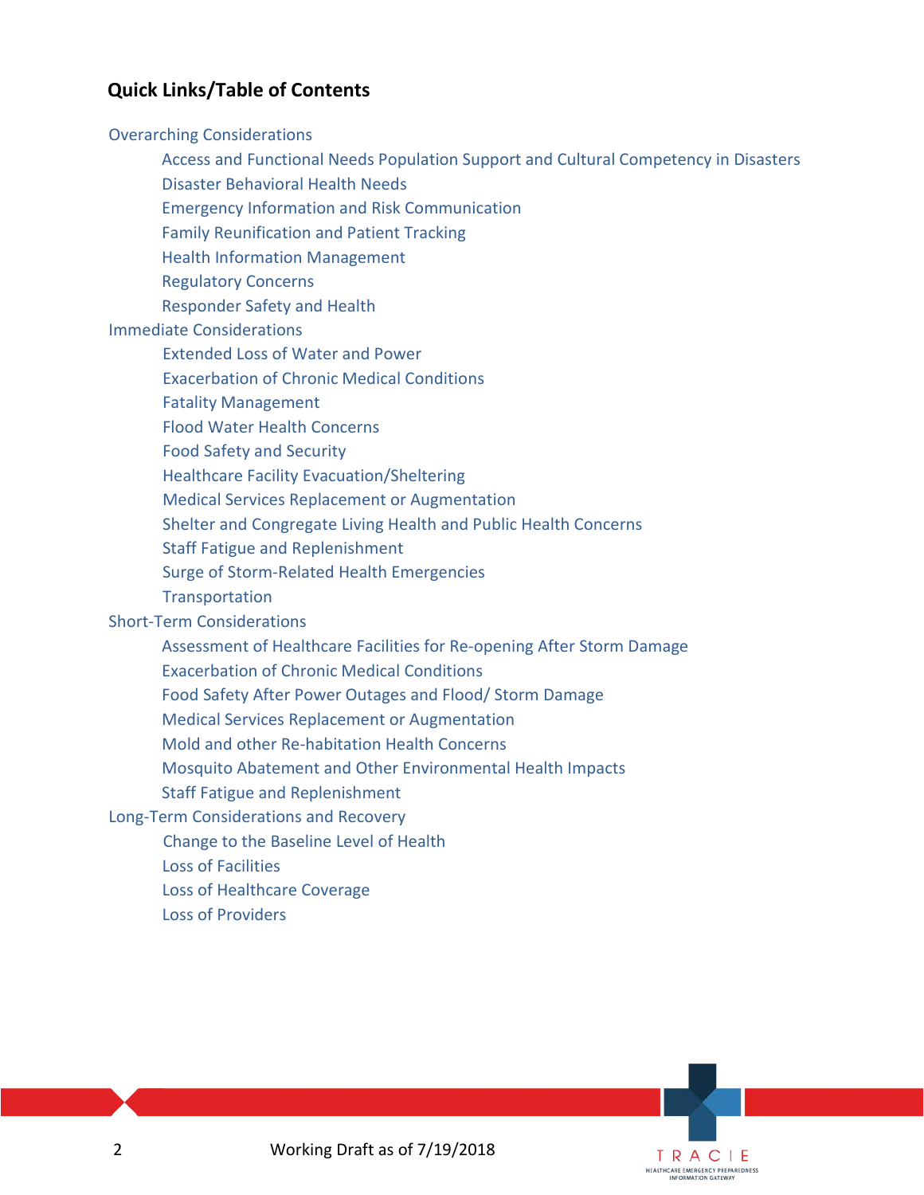## Quick Links/Table of Contents

- Overarching Considerations
  - Access and Functional Needs Population Support and Cultural Competency in Disasters
  - Disaster Behavioral Health Needs
  - Emergency Information and Risk Communication
  - Family Reunification and Patient Tracking
  - Health Information Management
  - Regulatory Concerns
  - Responder Safety and Health
- Immediate Considerations
  - Extended Loss of Water and Power
  - Exacerbation of Chronic Medical Conditions
  - Fatality Management
  - Flood Water Health Concerns
  - Food Safety and Security
  - Healthcare Facility Evacuation/Sheltering
  - Medical Services Replacement or Augmentation
  - Shelter and Congregate Living Health and Public Health Concerns
  - Staff Fatigue and Replenishment
  - Surge of Storm-Related Health Emergencies
  - Transportation
- Short-Term Considerations
  - Assessment of Healthcare Facilities for Re-opening After Storm Damage
  - Exacerbation of Chronic Medical Conditions
  - Food Safety After Power Outages and Flood/ Storm Damage
  - Medical Services Replacement or Augmentation
  - Mold and other Re-habitation Health Concerns
  - Mosquito Abatement and Other Environmental Health Impacts
  - Staff Fatigue and Replenishment
- Long-Term Considerations and Recovery
  - Change to the Baseline Level of Health
  - Loss of Facilities
  - Loss of Healthcare Coverage
  - Loss of Providers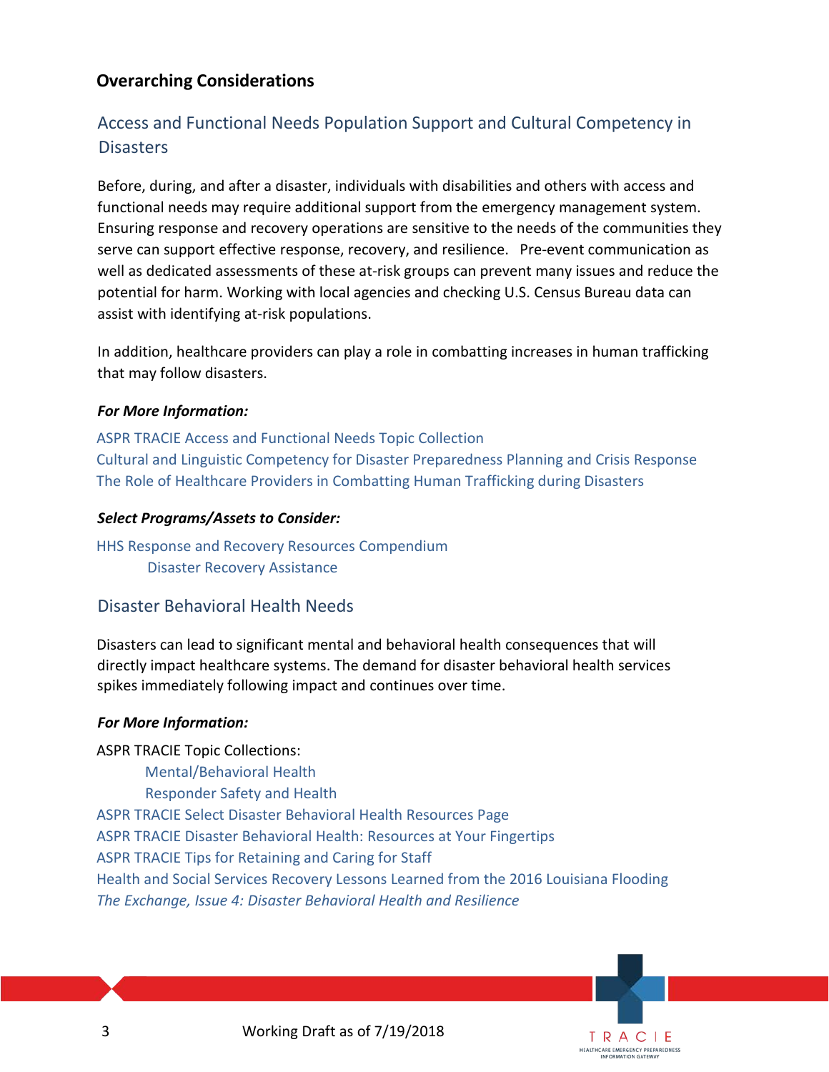## Overarching Considerations

### Access and Functional Needs Population Support and Cultural Competency in Disasters

Before, during, and after a disaster, individuals with disabilities and others with access and functional needs may require additional support from the emergency management system. Ensuring response and recovery operations are sensitive to the needs of the communities they serve can support effective response, recovery, and resilience. Pre-event communication as well as dedicated assessments of these at-risk groups can prevent many issues and reduce the potential for harm. Working with local agencies and checking U.S. Census Bureau data can assist with identifying at-risk populations.

In addition, healthcare providers can play a role in combatting increases in human trafficking that may follow disasters.

***For More Information:***

ASPR TRACIE Access and Functional Needs Topic Collection
Cultural and Linguistic Competency for Disaster Preparedness Planning and Crisis Response
The Role of Healthcare Providers in Combatting Human Trafficking during Disasters

***Select Programs/Assets to Consider:***

HHS Response and Recovery Resources Compendium
 Disaster Recovery Assistance

### Disaster Behavioral Health Needs

Disasters can lead to significant mental and behavioral health consequences that will directly impact healthcare systems. The demand for disaster behavioral health services spikes immediately following impact and continues over time.

***For More Information:***

ASPR TRACIE Topic Collections:
 Mental/Behavioral Health
 Responder Safety and Health
ASPR TRACIE Select Disaster Behavioral Health Resources Page
ASPR TRACIE Disaster Behavioral Health: Resources at Your Fingertips
ASPR TRACIE Tips for Retaining and Caring for Staff
Health and Social Services Recovery Lessons Learned from the 2016 Louisiana Flooding
*The Exchange, Issue 4: Disaster Behavioral Health and Resilience*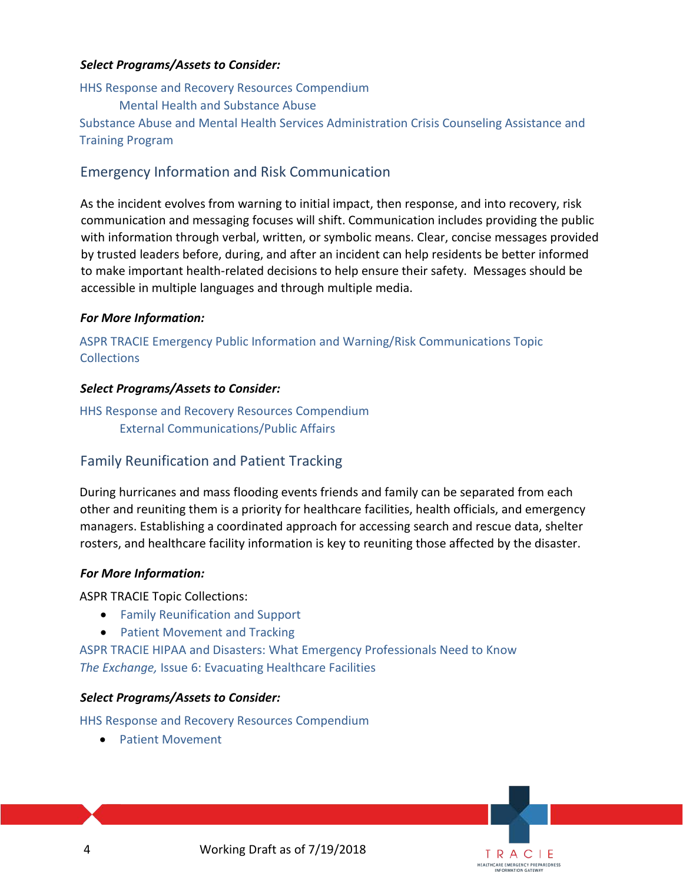***Select Programs/Assets to Consider:***

HHS Response and Recovery Resources Compendium

Mental Health and Substance Abuse

Substance Abuse and Mental Health Services Administration Crisis Counseling Assistance and Training Program

## Emergency Information and Risk Communication

As the incident evolves from warning to initial impact, then response, and into recovery, risk communication and messaging focuses will shift. Communication includes providing the public with information through verbal, written, or symbolic means. Clear, concise messages provided by trusted leaders before, during, and after an incident can help residents be better informed to make important health-related decisions to help ensure their safety. Messages should be accessible in multiple languages and through multiple media.

***For More Information:***

ASPR TRACIE Emergency Public Information and Warning/Risk Communications Topic Collections

***Select Programs/Assets to Consider:***

HHS Response and Recovery Resources Compendium

External Communications/Public Affairs

## Family Reunification and Patient Tracking

During hurricanes and mass flooding events friends and family can be separated from each other and reuniting them is a priority for healthcare facilities, health officials, and emergency managers. Establishing a coordinated approach for accessing search and rescue data, shelter rosters, and healthcare facility information is key to reuniting those affected by the disaster.

***For More Information:***

ASPR TRACIE Topic Collections:

- Family Reunification and Support
- Patient Movement and Tracking

ASPR TRACIE HIPAA and Disasters: What Emergency Professionals Need to Know

*The Exchange,* Issue 6: Evacuating Healthcare Facilities

***Select Programs/Assets to Consider:***

HHS Response and Recovery Resources Compendium

- Patient Movement

Working Draft as of 7/19/2018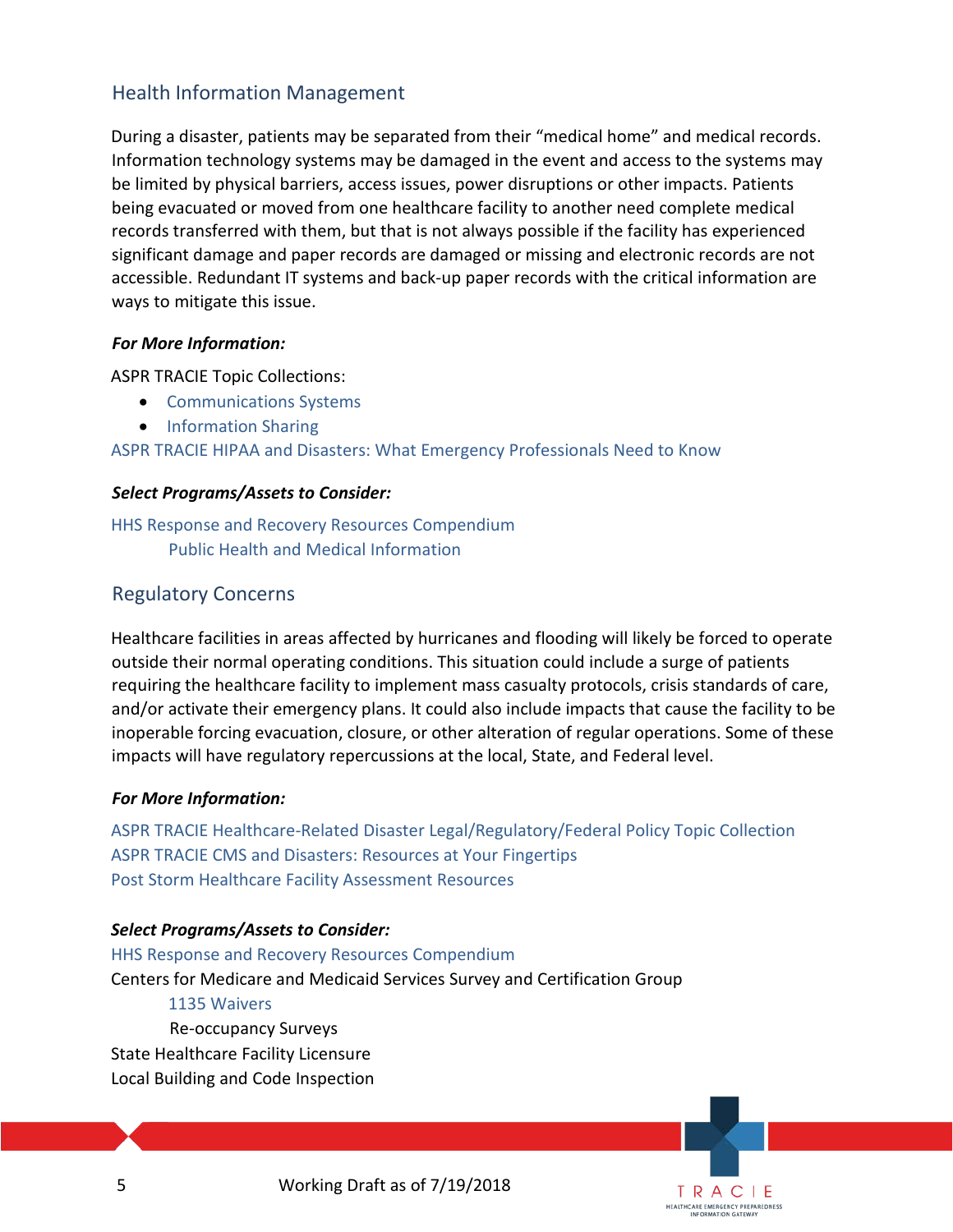## Health Information Management

During a disaster, patients may be separated from their "medical home" and medical records. Information technology systems may be damaged in the event and access to the systems may be limited by physical barriers, access issues, power disruptions or other impacts. Patients being evacuated or moved from one healthcare facility to another need complete medical records transferred with them, but that is not always possible if the facility has experienced significant damage and paper records are damaged or missing and electronic records are not accessible. Redundant IT systems and back-up paper records with the critical information are ways to mitigate this issue.

***For More Information:***

ASPR TRACIE Topic Collections:

- Communications Systems
- Information Sharing

ASPR TRACIE HIPAA and Disasters: What Emergency Professionals Need to Know

***Select Programs/Assets to Consider:***

HHS Response and Recovery Resources Compendium
    Public Health and Medical Information

## Regulatory Concerns

Healthcare facilities in areas affected by hurricanes and flooding will likely be forced to operate outside their normal operating conditions. This situation could include a surge of patients requiring the healthcare facility to implement mass casualty protocols, crisis standards of care, and/or activate their emergency plans. It could also include impacts that cause the facility to be inoperable forcing evacuation, closure, or other alteration of regular operations. Some of these impacts will have regulatory repercussions at the local, State, and Federal level.

***For More Information:***

ASPR TRACIE Healthcare-Related Disaster Legal/Regulatory/Federal Policy Topic Collection
ASPR TRACIE CMS and Disasters: Resources at Your Fingertips
Post Storm Healthcare Facility Assessment Resources

***Select Programs/Assets to Consider:***

HHS Response and Recovery Resources Compendium
Centers for Medicare and Medicaid Services Survey and Certification Group
    1135 Waivers
    Re-occupancy Surveys
State Healthcare Facility Licensure
Local Building and Code Inspection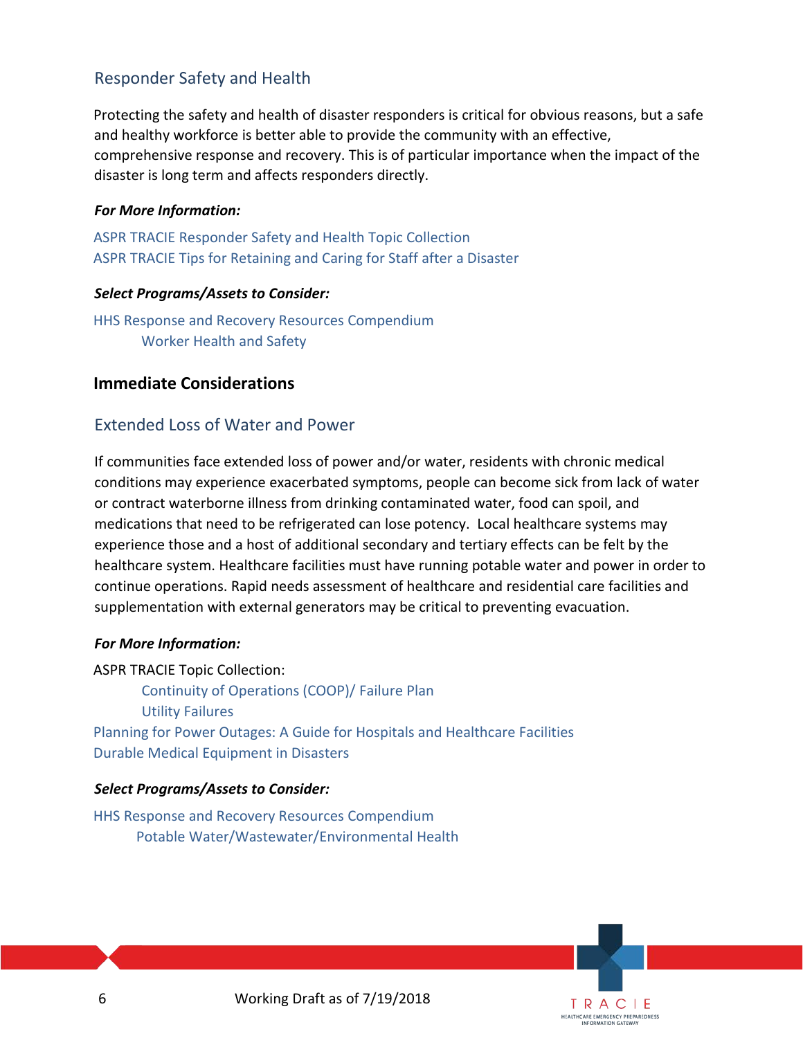## Responder Safety and Health

Protecting the safety and health of disaster responders is critical for obvious reasons, but a safe and healthy workforce is better able to provide the community with an effective, comprehensive response and recovery. This is of particular importance when the impact of the disaster is long term and affects responders directly.

***For More Information:***

ASPR TRACIE Responder Safety and Health Topic Collection
ASPR TRACIE Tips for Retaining and Caring for Staff after a Disaster

***Select Programs/Assets to Consider:***

HHS Response and Recovery Resources Compendium
- Worker Health and Safety

# Immediate Considerations

## Extended Loss of Water and Power

If communities face extended loss of power and/or water, residents with chronic medical conditions may experience exacerbated symptoms, people can become sick from lack of water or contract waterborne illness from drinking contaminated water, food can spoil, and medications that need to be refrigerated can lose potency. Local healthcare systems may experience those and a host of additional secondary and tertiary effects can be felt by the healthcare system. Healthcare facilities must have running potable water and power in order to continue operations. Rapid needs assessment of healthcare and residential care facilities and supplementation with external generators may be critical to preventing evacuation.

***For More Information:***

ASPR TRACIE Topic Collection:
- Continuity of Operations (COOP)/ Failure Plan
- Utility Failures

Planning for Power Outages: A Guide for Hospitals and Healthcare Facilities
Durable Medical Equipment in Disasters

***Select Programs/Assets to Consider:***

HHS Response and Recovery Resources Compendium
- Potable Water/Wastewater/Environmental Health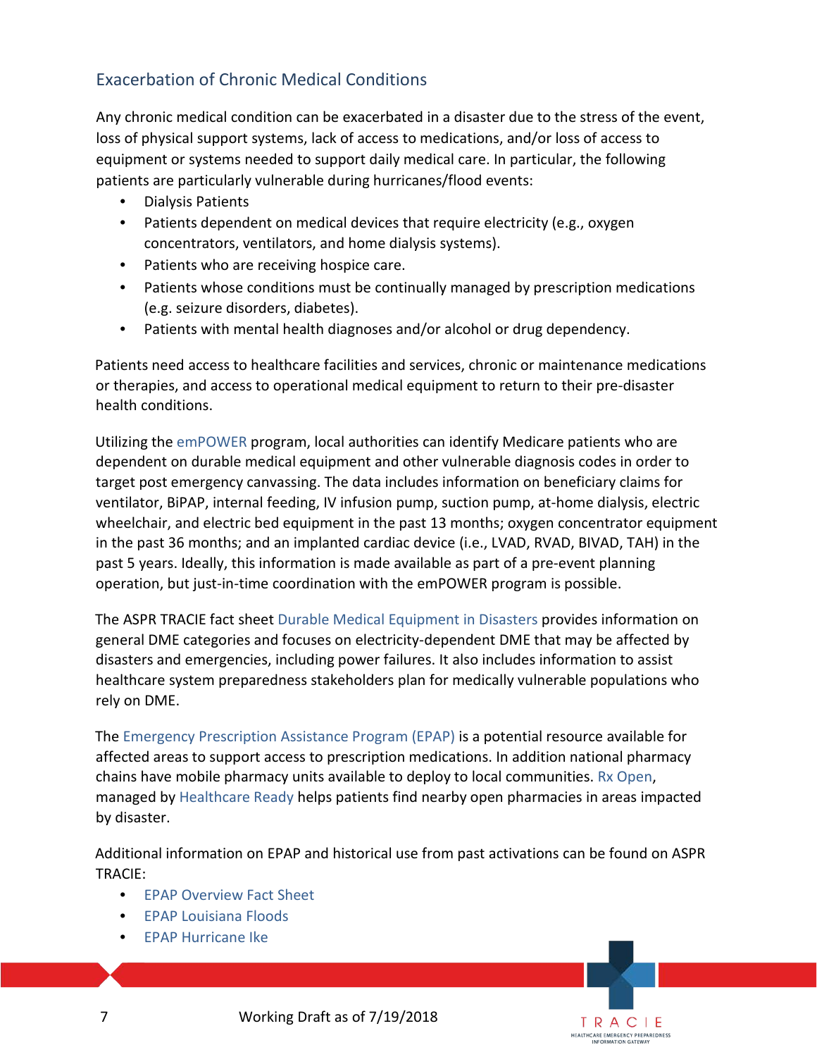## Exacerbation of Chronic Medical Conditions

Any chronic medical condition can be exacerbated in a disaster due to the stress of the event, loss of physical support systems, lack of access to medications, and/or loss of access to equipment or systems needed to support daily medical care. In particular, the following patients are particularly vulnerable during hurricanes/flood events:

- Dialysis Patients
- Patients dependent on medical devices that require electricity (e.g., oxygen concentrators, ventilators, and home dialysis systems).
- Patients who are receiving hospice care.
- Patients whose conditions must be continually managed by prescription medications (e.g. seizure disorders, diabetes).
- Patients with mental health diagnoses and/or alcohol or drug dependency.

Patients need access to healthcare facilities and services, chronic or maintenance medications or therapies, and access to operational medical equipment to return to their pre-disaster health conditions.

Utilizing the emPOWER program, local authorities can identify Medicare patients who are dependent on durable medical equipment and other vulnerable diagnosis codes in order to target post emergency canvassing. The data includes information on beneficiary claims for ventilator, BiPAP, internal feeding, IV infusion pump, suction pump, at-home dialysis, electric wheelchair, and electric bed equipment in the past 13 months; oxygen concentrator equipment in the past 36 months; and an implanted cardiac device (i.e., LVAD, RVAD, BIVAD, TAH) in the past 5 years. Ideally, this information is made available as part of a pre-event planning operation, but just-in-time coordination with the emPOWER program is possible.

The ASPR TRACIE fact sheet Durable Medical Equipment in Disasters provides information on general DME categories and focuses on electricity-dependent DME that may be affected by disasters and emergencies, including power failures. It also includes information to assist healthcare system preparedness stakeholders plan for medically vulnerable populations who rely on DME.

The Emergency Prescription Assistance Program (EPAP) is a potential resource available for affected areas to support access to prescription medications. In addition national pharmacy chains have mobile pharmacy units available to deploy to local communities. Rx Open, managed by Healthcare Ready helps patients find nearby open pharmacies in areas impacted by disaster.

Additional information on EPAP and historical use from past activations can be found on ASPR TRACIE:

- EPAP Overview Fact Sheet
- EPAP Louisiana Floods
- EPAP Hurricane Ike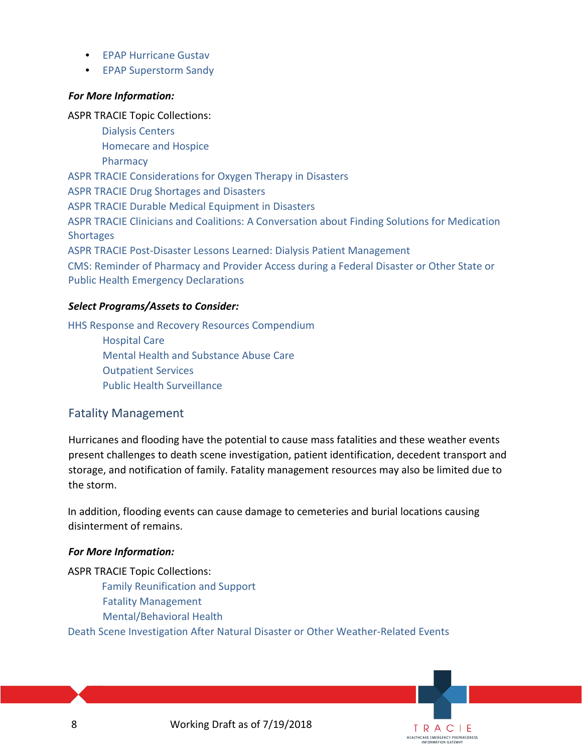- EPAP Hurricane Gustav
- EPAP Superstorm Sandy

***For More Information:***

ASPR TRACIE Topic Collections:

- Dialysis Centers
- Homecare and Hospice
- Pharmacy

ASPR TRACIE Considerations for Oxygen Therapy in Disasters

ASPR TRACIE Drug Shortages and Disasters

ASPR TRACIE Durable Medical Equipment in Disasters

ASPR TRACIE Clinicians and Coalitions: A Conversation about Finding Solutions for Medication Shortages

ASPR TRACIE Post-Disaster Lessons Learned: Dialysis Patient Management

CMS: Reminder of Pharmacy and Provider Access during a Federal Disaster or Other State or Public Health Emergency Declarations

***Select Programs/Assets to Consider:***

HHS Response and Recovery Resources Compendium

- Hospital Care
- Mental Health and Substance Abuse Care
- Outpatient Services
- Public Health Surveillance

## Fatality Management

Hurricanes and flooding have the potential to cause mass fatalities and these weather events present challenges to death scene investigation, patient identification, decedent transport and storage, and notification of family. Fatality management resources may also be limited due to the storm.

In addition, flooding events can cause damage to cemeteries and burial locations causing disinterment of remains.

***For More Information:***

ASPR TRACIE Topic Collections:

- Family Reunification and Support
- Fatality Management
- Mental/Behavioral Health

Death Scene Investigation After Natural Disaster or Other Weather-Related Events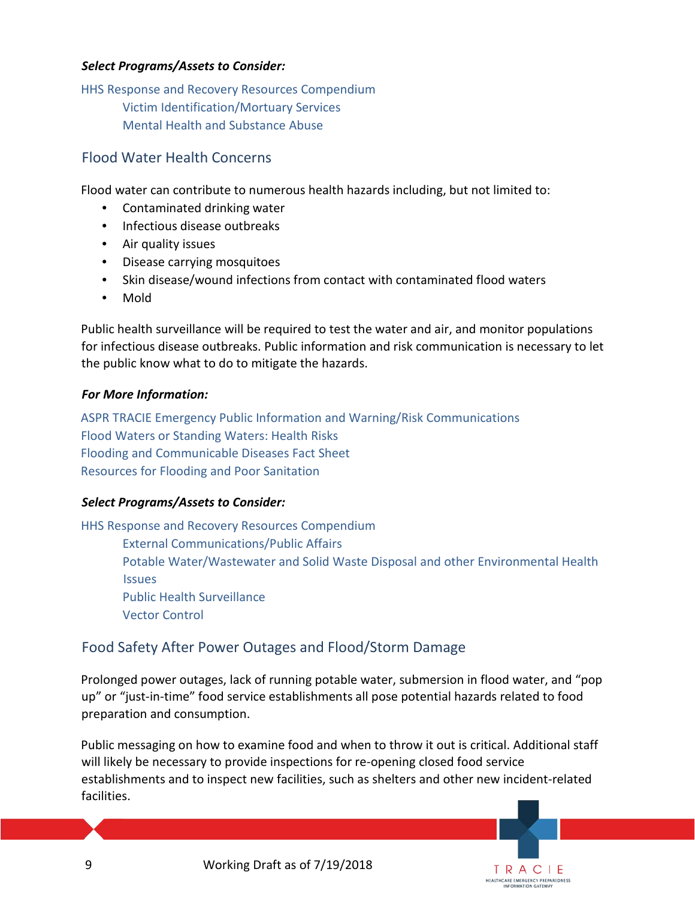***Select Programs/Assets to Consider:***

HHS Response and Recovery Resources Compendium

- Victim Identification/Mortuary Services
- Mental Health and Substance Abuse

## Flood Water Health Concerns

Flood water can contribute to numerous health hazards including, but not limited to:

- Contaminated drinking water
- Infectious disease outbreaks
- Air quality issues
- Disease carrying mosquitoes
- Skin disease/wound infections from contact with contaminated flood waters
- Mold

Public health surveillance will be required to test the water and air, and monitor populations for infectious disease outbreaks. Public information and risk communication is necessary to let the public know what to do to mitigate the hazards.

***For More Information:***

ASPR TRACIE Emergency Public Information and Warning/Risk Communications
Flood Waters or Standing Waters: Health Risks
Flooding and Communicable Diseases Fact Sheet
Resources for Flooding and Poor Sanitation

***Select Programs/Assets to Consider:***

HHS Response and Recovery Resources Compendium

- External Communications/Public Affairs
- Potable Water/Wastewater and Solid Waste Disposal and other Environmental Health Issues
- Public Health Surveillance
- Vector Control

## Food Safety After Power Outages and Flood/Storm Damage

Prolonged power outages, lack of running potable water, submersion in flood water, and "pop up" or "just-in-time" food service establishments all pose potential hazards related to food preparation and consumption.

Public messaging on how to examine food and when to throw it out is critical. Additional staff will likely be necessary to provide inspections for re-opening closed food service establishments and to inspect new facilities, such as shelters and other new incident-related facilities.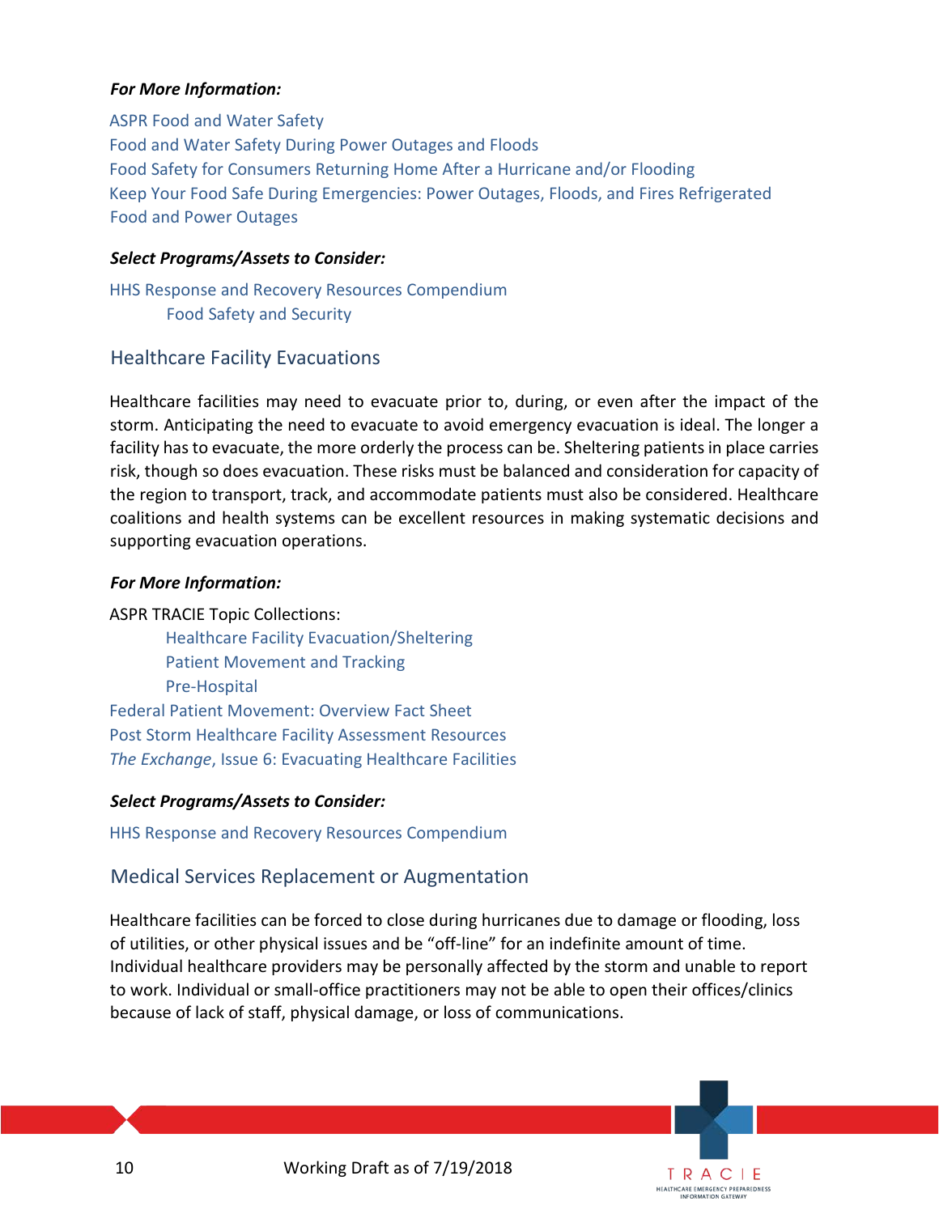***For More Information:***

ASPR Food and Water Safety
Food and Water Safety During Power Outages and Floods
Food Safety for Consumers Returning Home After a Hurricane and/or Flooding
Keep Your Food Safe During Emergencies: Power Outages, Floods, and Fires Refrigerated Food and Power Outages

***Select Programs/Assets to Consider:***

HHS Response and Recovery Resources Compendium
- Food Safety and Security

## Healthcare Facility Evacuations

Healthcare facilities may need to evacuate prior to, during, or even after the impact of the storm. Anticipating the need to evacuate to avoid emergency evacuation is ideal. The longer a facility has to evacuate, the more orderly the process can be. Sheltering patients in place carries risk, though so does evacuation. These risks must be balanced and consideration for capacity of the region to transport, track, and accommodate patients must also be considered. Healthcare coalitions and health systems can be excellent resources in making systematic decisions and supporting evacuation operations.

***For More Information:***

ASPR TRACIE Topic Collections:
- Healthcare Facility Evacuation/Sheltering
- Patient Movement and Tracking
- Pre-Hospital

Federal Patient Movement: Overview Fact Sheet
Post Storm Healthcare Facility Assessment Resources
*The Exchange*, Issue 6: Evacuating Healthcare Facilities

***Select Programs/Assets to Consider:***

HHS Response and Recovery Resources Compendium

## Medical Services Replacement or Augmentation

Healthcare facilities can be forced to close during hurricanes due to damage or flooding, loss of utilities, or other physical issues and be "off-line" for an indefinite amount of time. Individual healthcare providers may be personally affected by the storm and unable to report to work. Individual or small-office practitioners may not be able to open their offices/clinics because of lack of staff, physical damage, or loss of communications.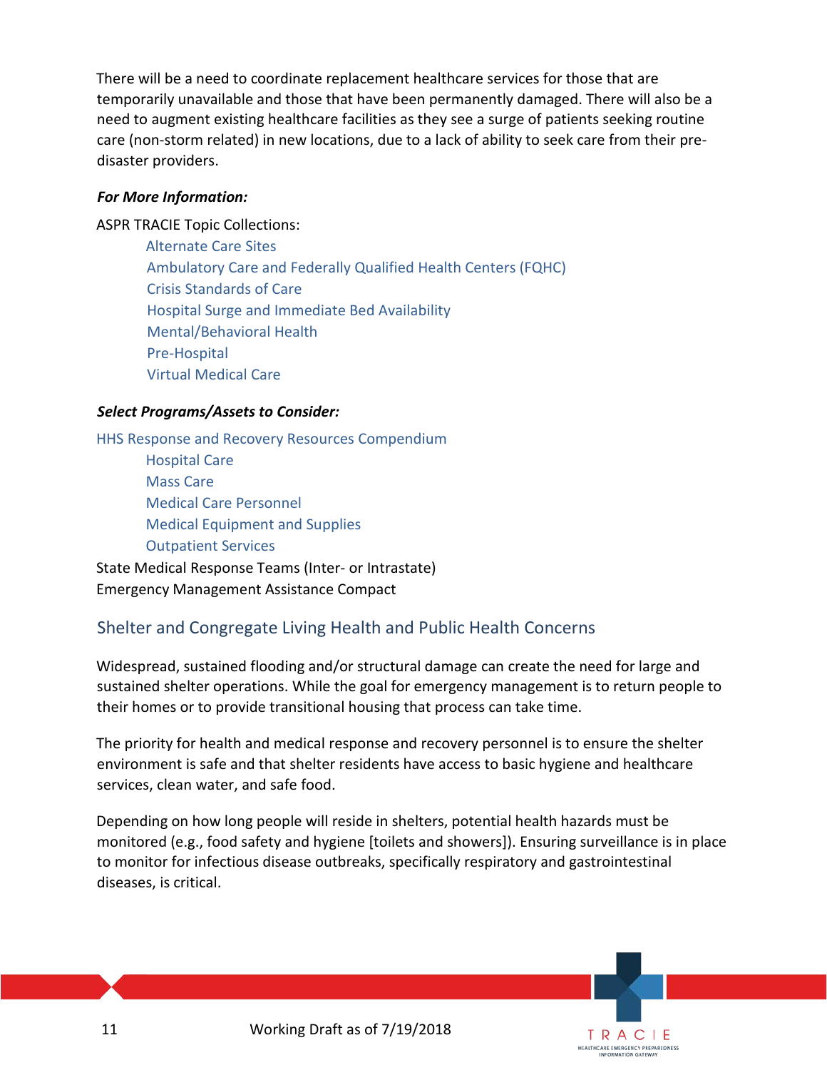There will be a need to coordinate replacement healthcare services for those that are temporarily unavailable and those that have been permanently damaged. There will also be a need to augment existing healthcare facilities as they see a surge of patients seeking routine care (non-storm related) in new locations, due to a lack of ability to seek care from their pre-disaster providers.

***For More Information:***

ASPR TRACIE Topic Collections:

- Alternate Care Sites
- Ambulatory Care and Federally Qualified Health Centers (FQHC)
- Crisis Standards of Care
- Hospital Surge and Immediate Bed Availability
- Mental/Behavioral Health
- Pre-Hospital
- Virtual Medical Care

***Select Programs/Assets to Consider:***

HHS Response and Recovery Resources Compendium

- Hospital Care
- Mass Care
- Medical Care Personnel
- Medical Equipment and Supplies
- Outpatient Services

State Medical Response Teams (Inter- or Intrastate)

Emergency Management Assistance Compact

## Shelter and Congregate Living Health and Public Health Concerns

Widespread, sustained flooding and/or structural damage can create the need for large and sustained shelter operations. While the goal for emergency management is to return people to their homes or to provide transitional housing that process can take time.

The priority for health and medical response and recovery personnel is to ensure the shelter environment is safe and that shelter residents have access to basic hygiene and healthcare services, clean water, and safe food.

Depending on how long people will reside in shelters, potential health hazards must be monitored (e.g., food safety and hygiene [toilets and showers]). Ensuring surveillance is in place to monitor for infectious disease outbreaks, specifically respiratory and gastrointestinal diseases, is critical.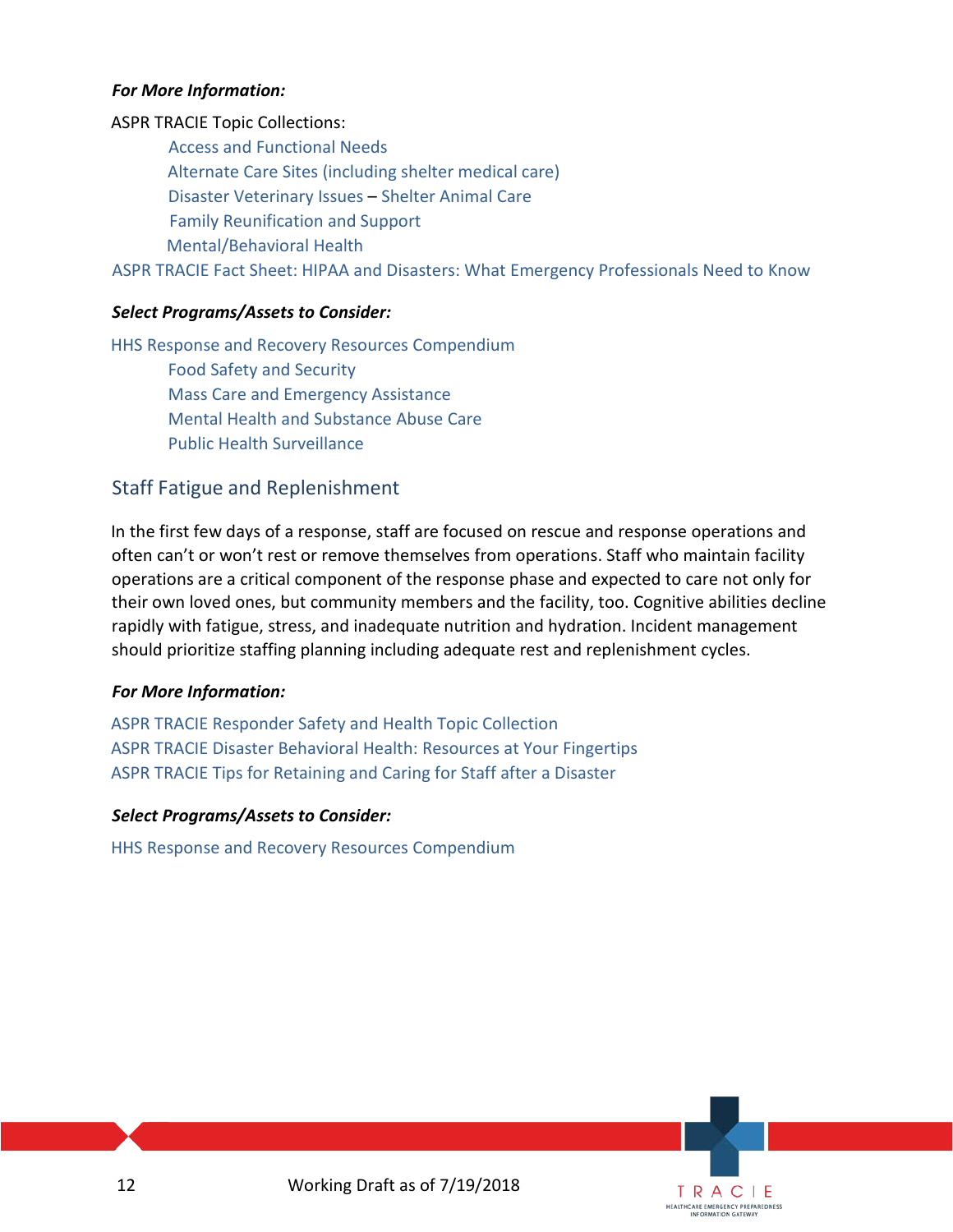***For More Information:***

ASPR TRACIE Topic Collections:

- Access and Functional Needs
- Alternate Care Sites (including shelter medical care)
- Disaster Veterinary Issues – Shelter Animal Care
- Family Reunification and Support
- Mental/Behavioral Health

ASPR TRACIE Fact Sheet: HIPAA and Disasters: What Emergency Professionals Need to Know

***Select Programs/Assets to Consider:***

HHS Response and Recovery Resources Compendium

- Food Safety and Security
- Mass Care and Emergency Assistance
- Mental Health and Substance Abuse Care
- Public Health Surveillance

## Staff Fatigue and Replenishment

In the first few days of a response, staff are focused on rescue and response operations and often can't or won't rest or remove themselves from operations. Staff who maintain facility operations are a critical component of the response phase and expected to care not only for their own loved ones, but community members and the facility, too. Cognitive abilities decline rapidly with fatigue, stress, and inadequate nutrition and hydration. Incident management should prioritize staffing planning including adequate rest and replenishment cycles.

***For More Information:***

ASPR TRACIE Responder Safety and Health Topic Collection
ASPR TRACIE Disaster Behavioral Health: Resources at Your Fingertips
ASPR TRACIE Tips for Retaining and Caring for Staff after a Disaster

***Select Programs/Assets to Consider:***

HHS Response and Recovery Resources Compendium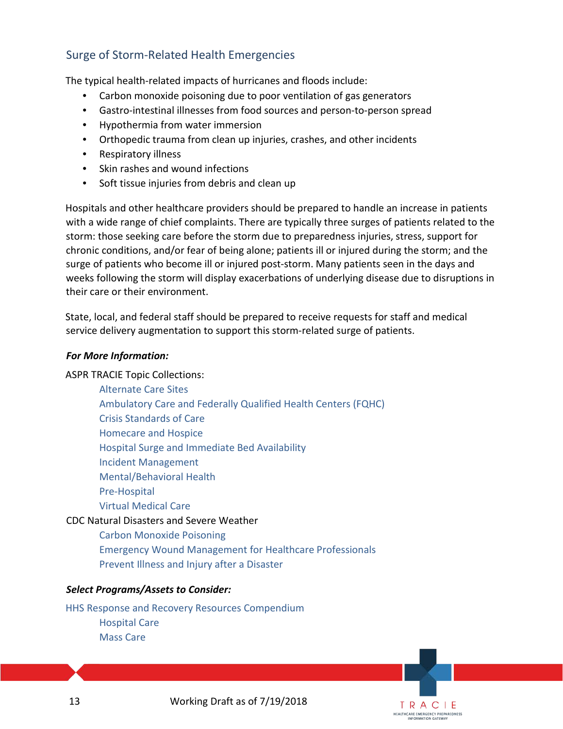## Surge of Storm-Related Health Emergencies

The typical health-related impacts of hurricanes and floods include:

- Carbon monoxide poisoning due to poor ventilation of gas generators
- Gastro-intestinal illnesses from food sources and person-to-person spread
- Hypothermia from water immersion
- Orthopedic trauma from clean up injuries, crashes, and other incidents
- Respiratory illness
- Skin rashes and wound infections
- Soft tissue injuries from debris and clean up

Hospitals and other healthcare providers should be prepared to handle an increase in patients with a wide range of chief complaints. There are typically three surges of patients related to the storm: those seeking care before the storm due to preparedness injuries, stress, support for chronic conditions, and/or fear of being alone; patients ill or injured during the storm; and the surge of patients who become ill or injured post-storm. Many patients seen in the days and weeks following the storm will display exacerbations of underlying disease due to disruptions in their care or their environment.

State, local, and federal staff should be prepared to receive requests for staff and medical service delivery augmentation to support this storm-related surge of patients.

***For More Information:***

ASPR TRACIE Topic Collections:

- Alternate Care Sites
- Ambulatory Care and Federally Qualified Health Centers (FQHC)
- Crisis Standards of Care
- Homecare and Hospice
- Hospital Surge and Immediate Bed Availability
- Incident Management
- Mental/Behavioral Health
- Pre-Hospital
- Virtual Medical Care

CDC Natural Disasters and Severe Weather

- Carbon Monoxide Poisoning
- Emergency Wound Management for Healthcare Professionals
- Prevent Illness and Injury after a Disaster

***Select Programs/Assets to Consider:***

HHS Response and Recovery Resources Compendium

- Hospital Care
- Mass Care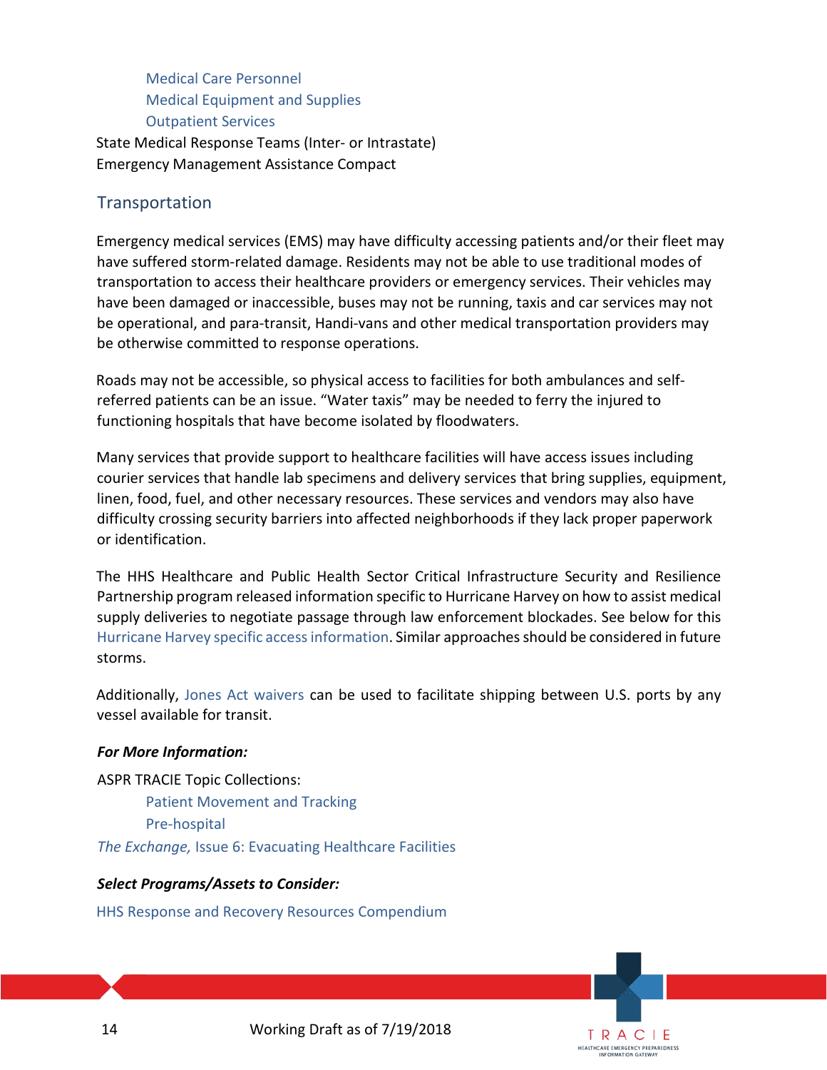Medical Care Personnel
Medical Equipment and Supplies
Outpatient Services

State Medical Response Teams (Inter- or Intrastate)
Emergency Management Assistance Compact

## Transportation

Emergency medical services (EMS) may have difficulty accessing patients and/or their fleet may have suffered storm-related damage. Residents may not be able to use traditional modes of transportation to access their healthcare providers or emergency services. Their vehicles may have been damaged or inaccessible, buses may not be running, taxis and car services may not be operational, and para-transit, Handi-vans and other medical transportation providers may be otherwise committed to response operations.

Roads may not be accessible, so physical access to facilities for both ambulances and self-referred patients can be an issue. "Water taxis" may be needed to ferry the injured to functioning hospitals that have become isolated by floodwaters.

Many services that provide support to healthcare facilities will have access issues including courier services that handle lab specimens and delivery services that bring supplies, equipment, linen, food, fuel, and other necessary resources. These services and vendors may also have difficulty crossing security barriers into affected neighborhoods if they lack proper paperwork or identification.

The HHS Healthcare and Public Health Sector Critical Infrastructure Security and Resilience Partnership program released information specific to Hurricane Harvey on how to assist medical supply deliveries to negotiate passage through law enforcement blockades. See below for this Hurricane Harvey specific access information. Similar approaches should be considered in future storms.

Additionally, Jones Act waivers can be used to facilitate shipping between U.S. ports by any vessel available for transit.

***For More Information:***

ASPR TRACIE Topic Collections:

Patient Movement and Tracking
Pre-hospital

*The Exchange,* Issue 6: Evacuating Healthcare Facilities

***Select Programs/Assets to Consider:***

HHS Response and Recovery Resources Compendium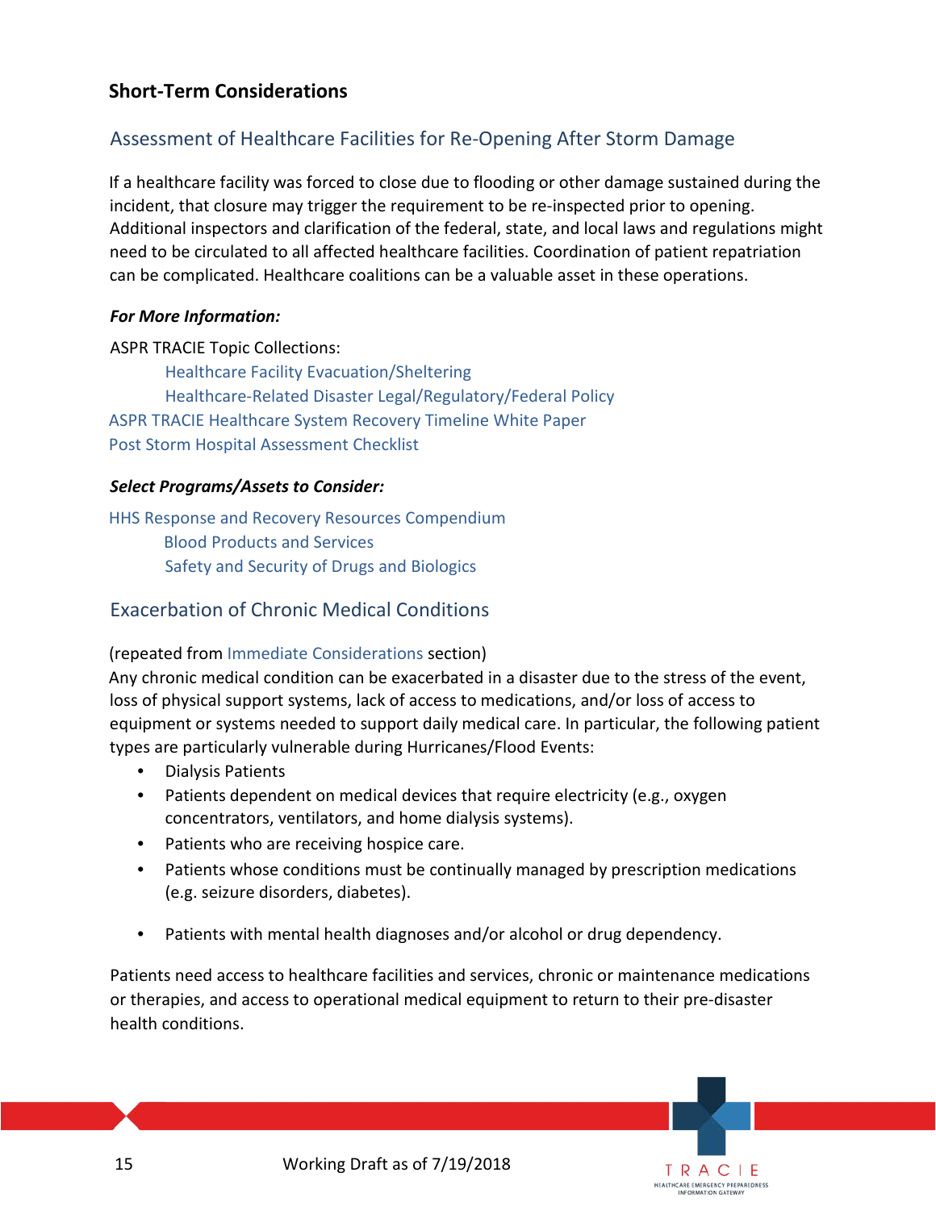## Short-Term Considerations

### Assessment of Healthcare Facilities for Re-Opening After Storm Damage

If a healthcare facility was forced to close due to flooding or other damage sustained during the incident, that closure may trigger the requirement to be re-inspected prior to opening. Additional inspectors and clarification of the federal, state, and local laws and regulations might need to be circulated to all affected healthcare facilities. Coordination of patient repatriation can be complicated. Healthcare coalitions can be a valuable asset in these operations.

***For More Information:***

ASPR TRACIE Topic Collections:

- Healthcare Facility Evacuation/Sheltering
- Healthcare-Related Disaster Legal/Regulatory/Federal Policy

ASPR TRACIE Healthcare System Recovery Timeline White Paper

Post Storm Hospital Assessment Checklist

***Select Programs/Assets to Consider:***

HHS Response and Recovery Resources Compendium

- Blood Products and Services
- Safety and Security of Drugs and Biologics

### Exacerbation of Chronic Medical Conditions

(repeated from Immediate Considerations section)

Any chronic medical condition can be exacerbated in a disaster due to the stress of the event, loss of physical support systems, lack of access to medications, and/or loss of access to equipment or systems needed to support daily medical care. In particular, the following patient types are particularly vulnerable during Hurricanes/Flood Events:

- Dialysis Patients
- Patients dependent on medical devices that require electricity (e.g., oxygen concentrators, ventilators, and home dialysis systems).
- Patients who are receiving hospice care.
- Patients whose conditions must be continually managed by prescription medications (e.g. seizure disorders, diabetes).
- Patients with mental health diagnoses and/or alcohol or drug dependency.

Patients need access to healthcare facilities and services, chronic or maintenance medications or therapies, and access to operational medical equipment to return to their pre-disaster health conditions.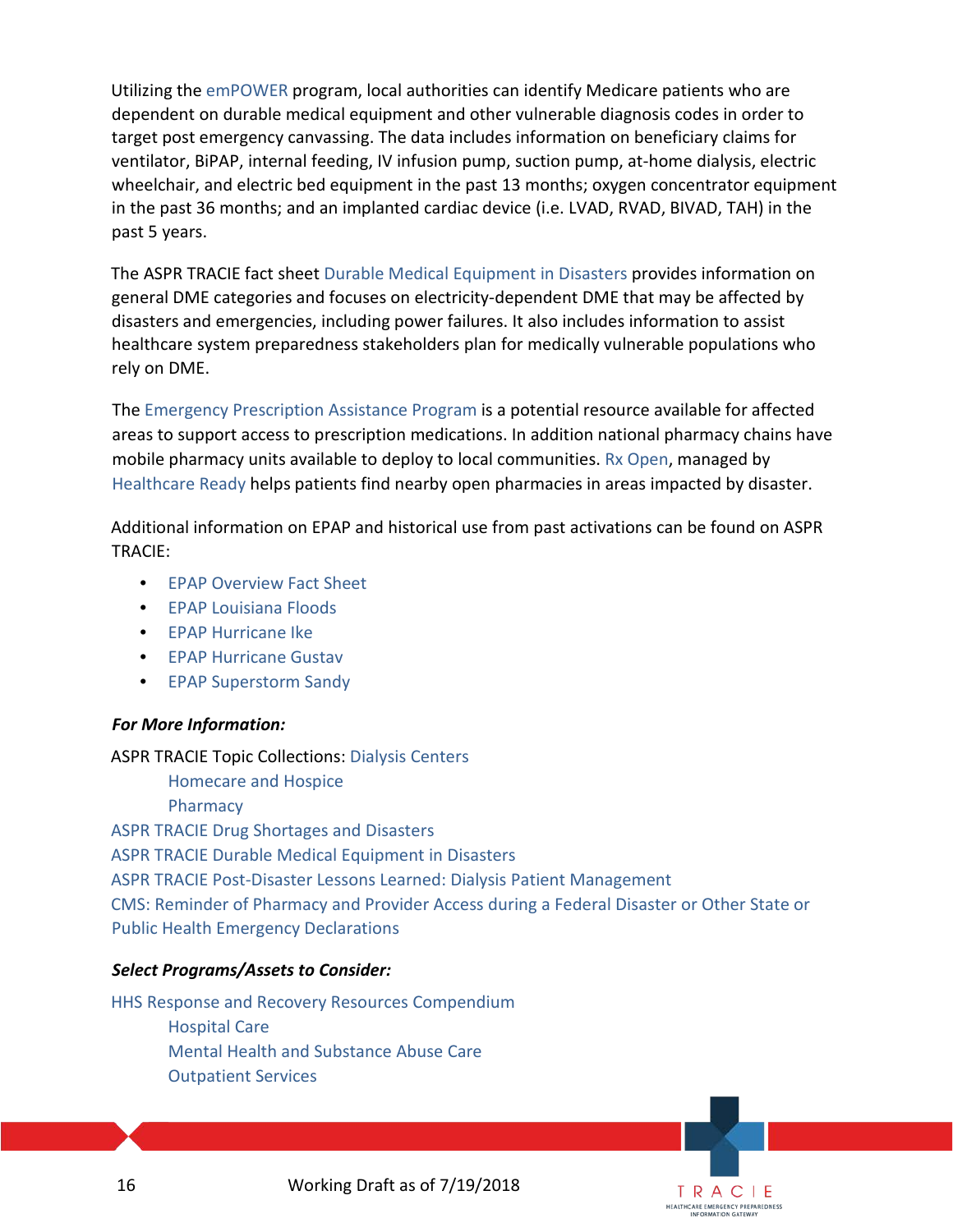Utilizing the emPOWER program, local authorities can identify Medicare patients who are dependent on durable medical equipment and other vulnerable diagnosis codes in order to target post emergency canvassing. The data includes information on beneficiary claims for ventilator, BiPAP, internal feeding, IV infusion pump, suction pump, at-home dialysis, electric wheelchair, and electric bed equipment in the past 13 months; oxygen concentrator equipment in the past 36 months; and an implanted cardiac device (i.e. LVAD, RVAD, BIVAD, TAH) in the past 5 years.

The ASPR TRACIE fact sheet Durable Medical Equipment in Disasters provides information on general DME categories and focuses on electricity-dependent DME that may be affected by disasters and emergencies, including power failures. It also includes information to assist healthcare system preparedness stakeholders plan for medically vulnerable populations who rely on DME.

The Emergency Prescription Assistance Program is a potential resource available for affected areas to support access to prescription medications. In addition national pharmacy chains have mobile pharmacy units available to deploy to local communities. Rx Open, managed by Healthcare Ready helps patients find nearby open pharmacies in areas impacted by disaster.

Additional information on EPAP and historical use from past activations can be found on ASPR TRACIE:

- EPAP Overview Fact Sheet
- EPAP Louisiana Floods
- EPAP Hurricane Ike
- EPAP Hurricane Gustav
- EPAP Superstorm Sandy

***For More Information:***

ASPR TRACIE Topic Collections: Dialysis Centers
- Homecare and Hospice
- Pharmacy

ASPR TRACIE Drug Shortages and Disasters
ASPR TRACIE Durable Medical Equipment in Disasters
ASPR TRACIE Post-Disaster Lessons Learned: Dialysis Patient Management
CMS: Reminder of Pharmacy and Provider Access during a Federal Disaster or Other State or Public Health Emergency Declarations

***Select Programs/Assets to Consider:***

HHS Response and Recovery Resources Compendium
- Hospital Care
- Mental Health and Substance Abuse Care
- Outpatient Services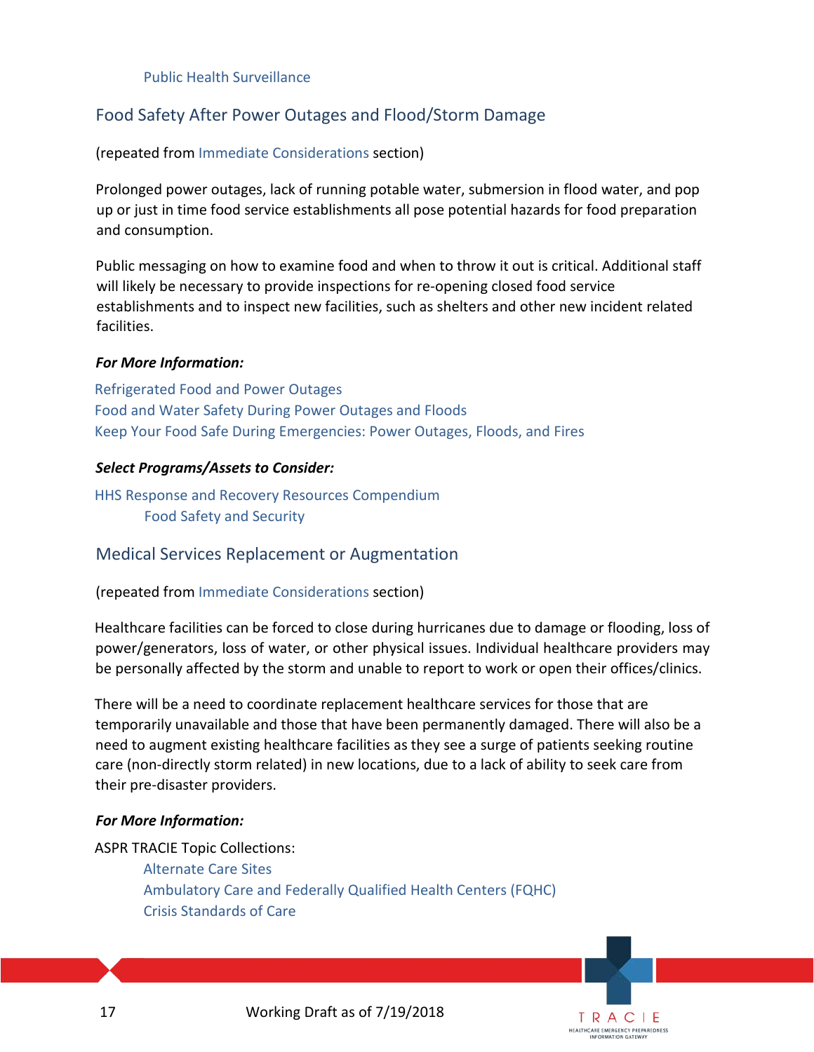Public Health Surveillance

## Food Safety After Power Outages and Flood/Storm Damage

(repeated from Immediate Considerations section)

Prolonged power outages, lack of running potable water, submersion in flood water, and pop up or just in time food service establishments all pose potential hazards for food preparation and consumption.

Public messaging on how to examine food and when to throw it out is critical. Additional staff will likely be necessary to provide inspections for re-opening closed food service establishments and to inspect new facilities, such as shelters and other new incident related facilities.

***For More Information:***

Refrigerated Food and Power Outages
Food and Water Safety During Power Outages and Floods
Keep Your Food Safe During Emergencies: Power Outages, Floods, and Fires

***Select Programs/Assets to Consider:***

HHS Response and Recovery Resources Compendium
Food Safety and Security

## Medical Services Replacement or Augmentation

(repeated from Immediate Considerations section)

Healthcare facilities can be forced to close during hurricanes due to damage or flooding, loss of power/generators, loss of water, or other physical issues. Individual healthcare providers may be personally affected by the storm and unable to report to work or open their offices/clinics.

There will be a need to coordinate replacement healthcare services for those that are temporarily unavailable and those that have been permanently damaged. There will also be a need to augment existing healthcare facilities as they see a surge of patients seeking routine care (non-directly storm related) in new locations, due to a lack of ability to seek care from their pre-disaster providers.

***For More Information:***

ASPR TRACIE Topic Collections:
Alternate Care Sites
Ambulatory Care and Federally Qualified Health Centers (FQHC)
Crisis Standards of Care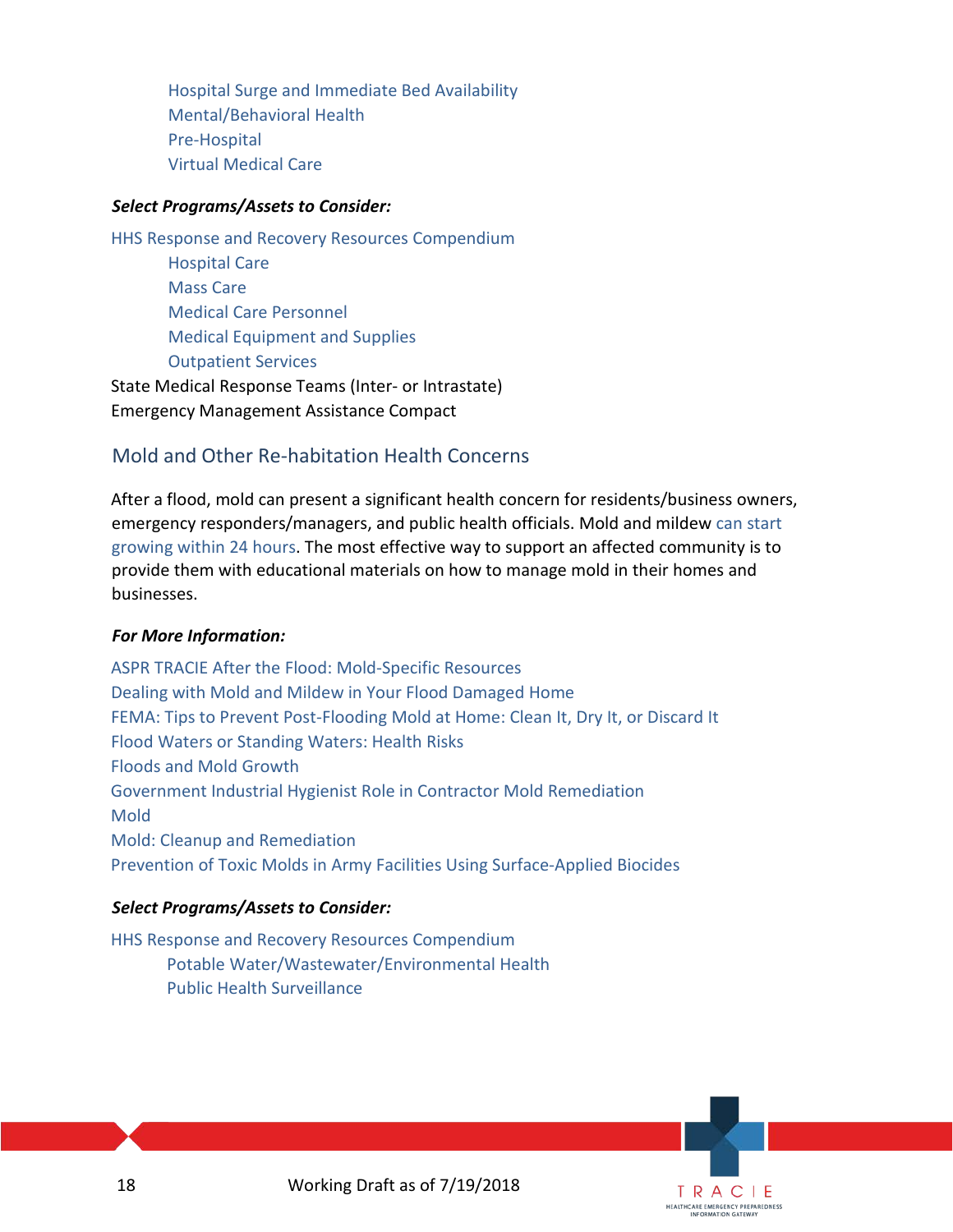- Hospital Surge and Immediate Bed Availability
- Mental/Behavioral Health
- Pre-Hospital
- Virtual Medical Care

***Select Programs/Assets to Consider:***

HHS Response and Recovery Resources Compendium

- Hospital Care
- Mass Care
- Medical Care Personnel
- Medical Equipment and Supplies
- Outpatient Services

State Medical Response Teams (Inter- or Intrastate)

Emergency Management Assistance Compact

## Mold and Other Re-habitation Health Concerns

After a flood, mold can present a significant health concern for residents/business owners, emergency responders/managers, and public health officials. Mold and mildew can start growing within 24 hours. The most effective way to support an affected community is to provide them with educational materials on how to manage mold in their homes and businesses.

***For More Information:***

ASPR TRACIE After the Flood: Mold-Specific Resources

Dealing with Mold and Mildew in Your Flood Damaged Home

FEMA: Tips to Prevent Post-Flooding Mold at Home: Clean It, Dry It, or Discard It

Flood Waters or Standing Waters: Health Risks

Floods and Mold Growth

Government Industrial Hygienist Role in Contractor Mold Remediation

Mold

Mold: Cleanup and Remediation

Prevention of Toxic Molds in Army Facilities Using Surface-Applied Biocides

***Select Programs/Assets to Consider:***

HHS Response and Recovery Resources Compendium

- Potable Water/Wastewater/Environmental Health
- Public Health Surveillance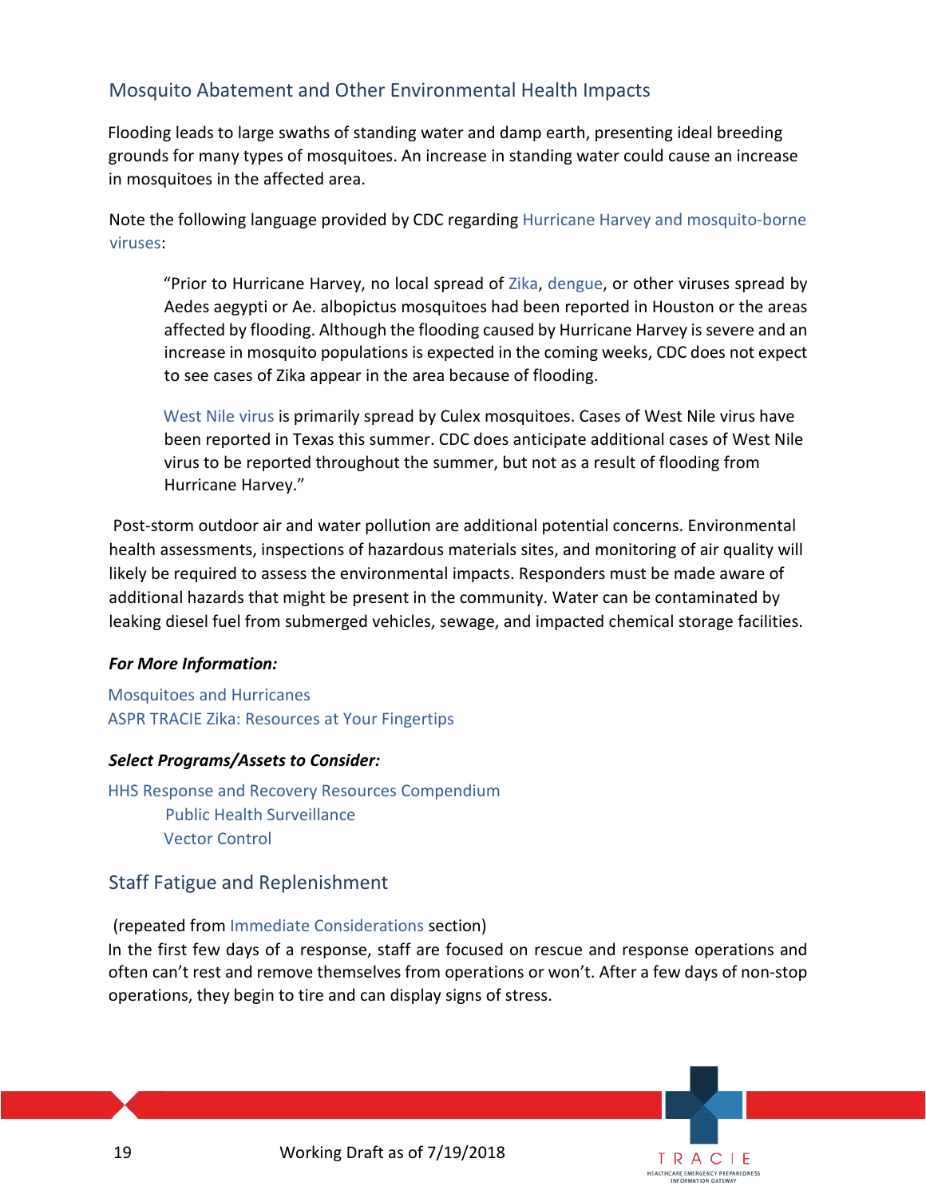## Mosquito Abatement and Other Environmental Health Impacts

Flooding leads to large swaths of standing water and damp earth, presenting ideal breeding grounds for many types of mosquitoes. An increase in standing water could cause an increase in mosquitoes in the affected area.

Note the following language provided by CDC regarding Hurricane Harvey and mosquito-borne viruses:

> "Prior to Hurricane Harvey, no local spread of Zika, dengue, or other viruses spread by Aedes aegypti or Ae. albopictus mosquitoes had been reported in Houston or the areas affected by flooding. Although the flooding caused by Hurricane Harvey is severe and an increase in mosquito populations is expected in the coming weeks, CDC does not expect to see cases of Zika appear in the area because of flooding.
>
> West Nile virus is primarily spread by Culex mosquitoes. Cases of West Nile virus have been reported in Texas this summer. CDC does anticipate additional cases of West Nile virus to be reported throughout the summer, but not as a result of flooding from Hurricane Harvey."

Post-storm outdoor air and water pollution are additional potential concerns. Environmental health assessments, inspections of hazardous materials sites, and monitoring of air quality will likely be required to assess the environmental impacts. Responders must be made aware of additional hazards that might be present in the community. Water can be contaminated by leaking diesel fuel from submerged vehicles, sewage, and impacted chemical storage facilities.

***For More Information:***

Mosquitoes and Hurricanes
ASPR TRACIE Zika: Resources at Your Fingertips

***Select Programs/Assets to Consider:***

HHS Response and Recovery Resources Compendium
- Public Health Surveillance
- Vector Control

## Staff Fatigue and Replenishment

(repeated from Immediate Considerations section)

In the first few days of a response, staff are focused on rescue and response operations and often can't rest and remove themselves from operations or won't. After a few days of non-stop operations, they begin to tire and can display signs of stress.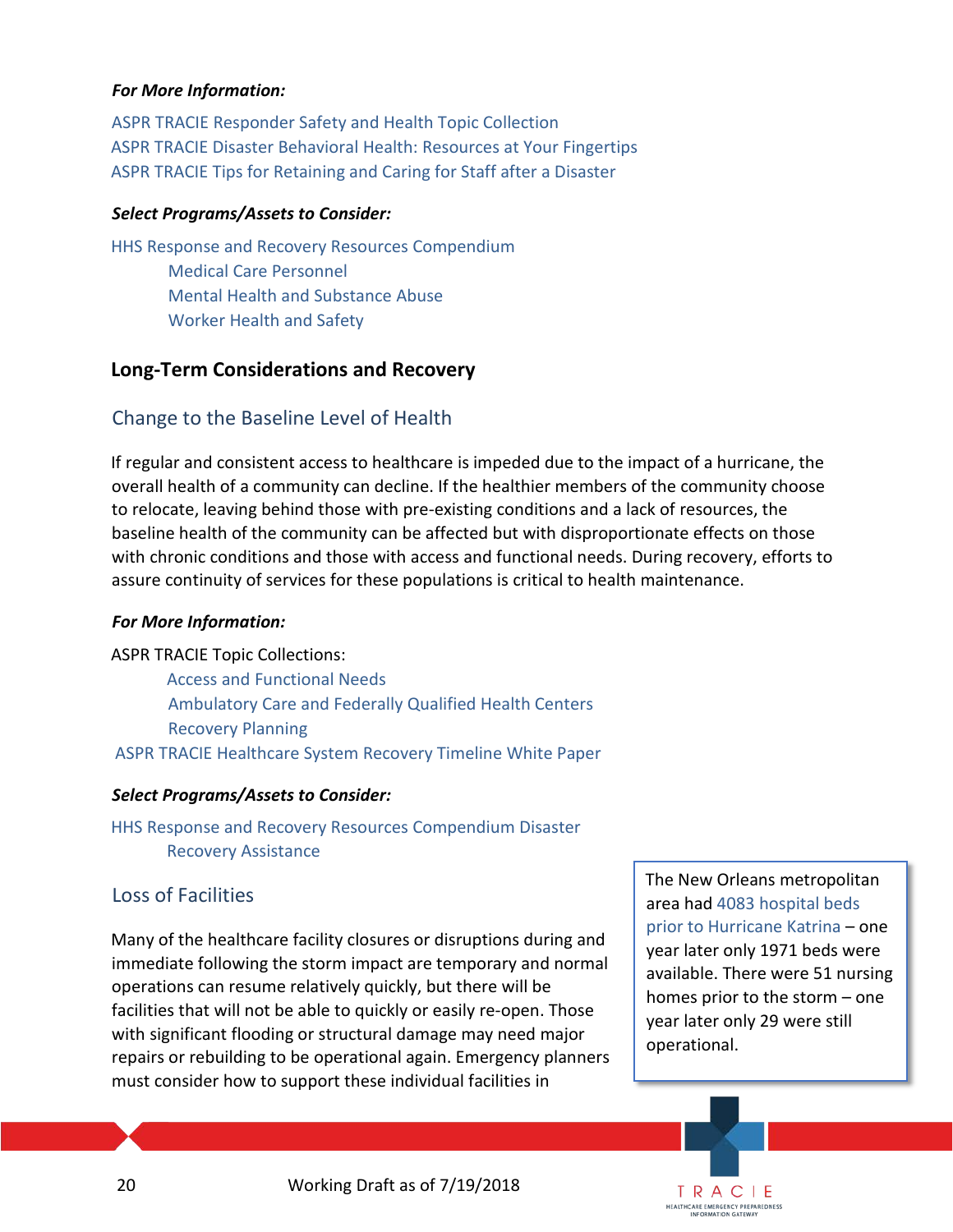***For More Information:***

ASPR TRACIE Responder Safety and Health Topic Collection
ASPR TRACIE Disaster Behavioral Health: Resources at Your Fingertips
ASPR TRACIE Tips for Retaining and Caring for Staff after a Disaster

***Select Programs/Assets to Consider:***

HHS Response and Recovery Resources Compendium
- Medical Care Personnel
- Mental Health and Substance Abuse
- Worker Health and Safety

## Long-Term Considerations and Recovery

### Change to the Baseline Level of Health

If regular and consistent access to healthcare is impeded due to the impact of a hurricane, the overall health of a community can decline. If the healthier members of the community choose to relocate, leaving behind those with pre-existing conditions and a lack of resources, the baseline health of the community can be affected but with disproportionate effects on those with chronic conditions and those with access and functional needs. During recovery, efforts to assure continuity of services for these populations is critical to health maintenance.

***For More Information:***

ASPR TRACIE Topic Collections:
- Access and Functional Needs
- Ambulatory Care and Federally Qualified Health Centers
- Recovery Planning

ASPR TRACIE Healthcare System Recovery Timeline White Paper

***Select Programs/Assets to Consider:***

HHS Response and Recovery Resources Compendium Disaster
- Recovery Assistance

### Loss of Facilities

Many of the healthcare facility closures or disruptions during and immediate following the storm impact are temporary and normal operations can resume relatively quickly, but there will be facilities that will not be able to quickly or easily re-open. Those with significant flooding or structural damage may need major repairs or rebuilding to be operational again. Emergency planners must consider how to support these individual facilities in

The New Orleans metropolitan area had 4083 hospital beds prior to Hurricane Katrina – one year later only 1971 beds were available. There were 51 nursing homes prior to the storm – one year later only 29 were still operational.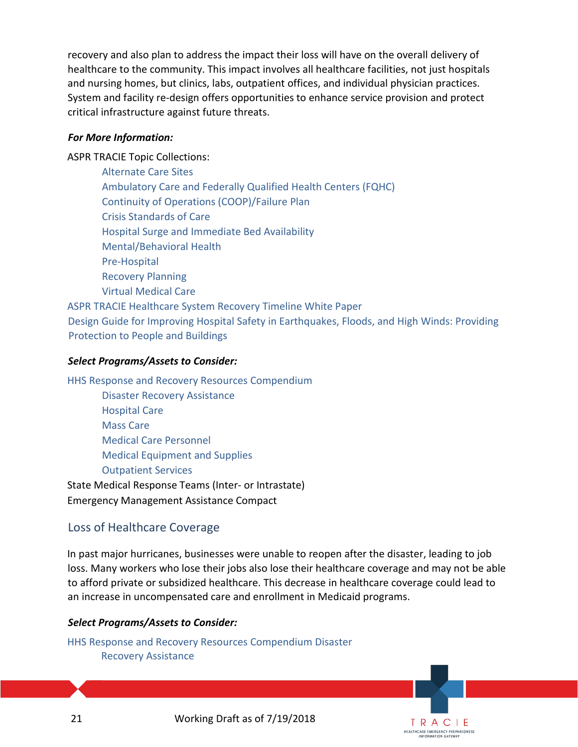recovery and also plan to address the impact their loss will have on the overall delivery of healthcare to the community. This impact involves all healthcare facilities, not just hospitals and nursing homes, but clinics, labs, outpatient offices, and individual physician practices. System and facility re-design offers opportunities to enhance service provision and protect critical infrastructure against future threats.

***For More Information:***

ASPR TRACIE Topic Collections:

- Alternate Care Sites
- Ambulatory Care and Federally Qualified Health Centers (FQHC)
- Continuity of Operations (COOP)/Failure Plan
- Crisis Standards of Care
- Hospital Surge and Immediate Bed Availability
- Mental/Behavioral Health
- Pre-Hospital
- Recovery Planning
- Virtual Medical Care

ASPR TRACIE Healthcare System Recovery Timeline White Paper

Design Guide for Improving Hospital Safety in Earthquakes, Floods, and High Winds: Providing Protection to People and Buildings

***Select Programs/Assets to Consider:***

HHS Response and Recovery Resources Compendium

- Disaster Recovery Assistance
- Hospital Care
- Mass Care
- Medical Care Personnel
- Medical Equipment and Supplies
- Outpatient Services

State Medical Response Teams (Inter- or Intrastate)

Emergency Management Assistance Compact

## Loss of Healthcare Coverage

In past major hurricanes, businesses were unable to reopen after the disaster, leading to job loss. Many workers who lose their jobs also lose their healthcare coverage and may not be able to afford private or subsidized healthcare. This decrease in healthcare coverage could lead to an increase in uncompensated care and enrollment in Medicaid programs.

***Select Programs/Assets to Consider:***

HHS Response and Recovery Resources Compendium Disaster Recovery Assistance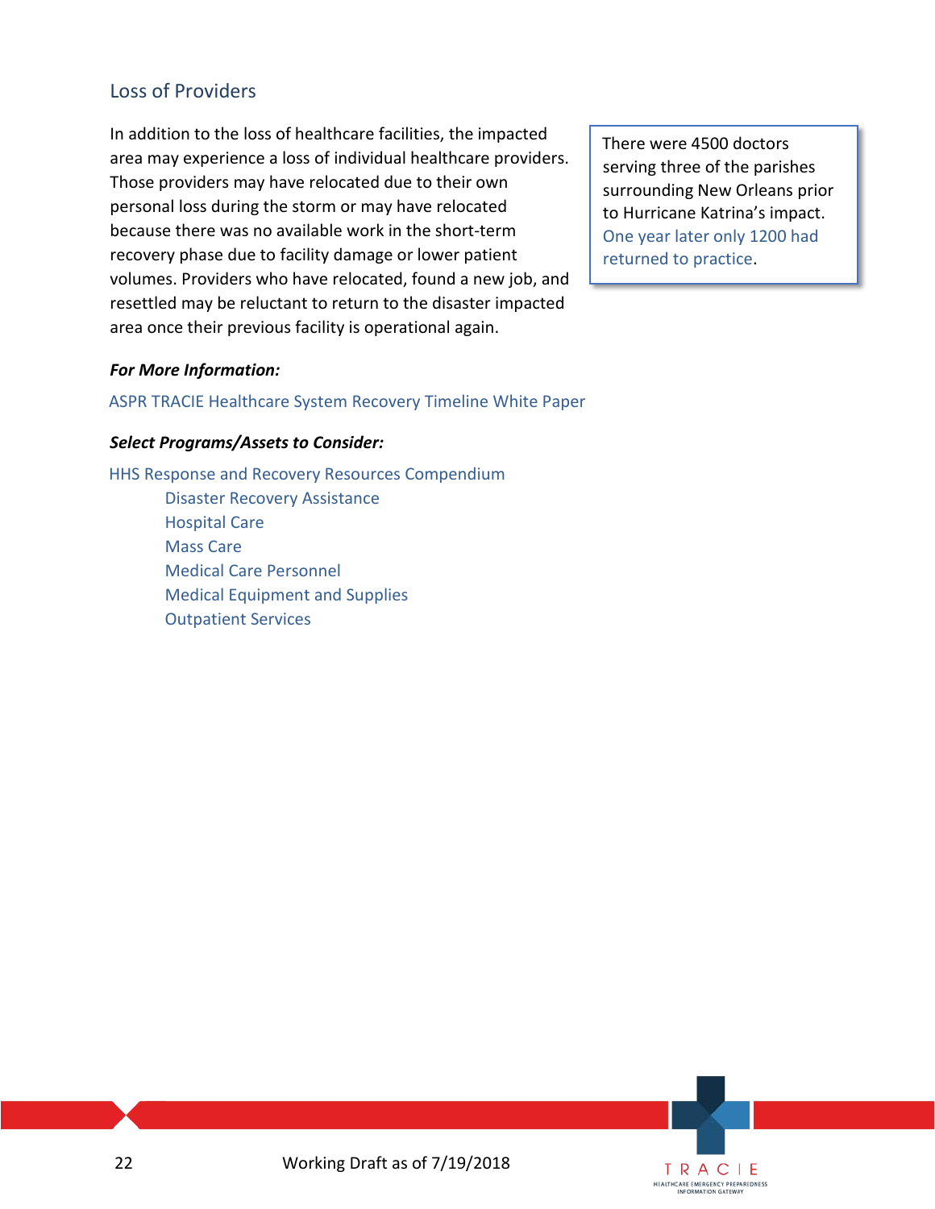## Loss of Providers

In addition to the loss of healthcare facilities, the impacted area may experience a loss of individual healthcare providers. Those providers may have relocated due to their own personal loss during the storm or may have relocated because there was no available work in the short-term recovery phase due to facility damage or lower patient volumes. Providers who have relocated, found a new job, and resettled may be reluctant to return to the disaster impacted area once their previous facility is operational again.

> There were 4500 doctors serving three of the parishes surrounding New Orleans prior to Hurricane Katrina's impact. One year later only 1200 had returned to practice.

***For More Information:***

ASPR TRACIE Healthcare System Recovery Timeline White Paper

***Select Programs/Assets to Consider:***

HHS Response and Recovery Resources Compendium

- Disaster Recovery Assistance
- Hospital Care
- Mass Care
- Medical Care Personnel
- Medical Equipment and Supplies
- Outpatient Services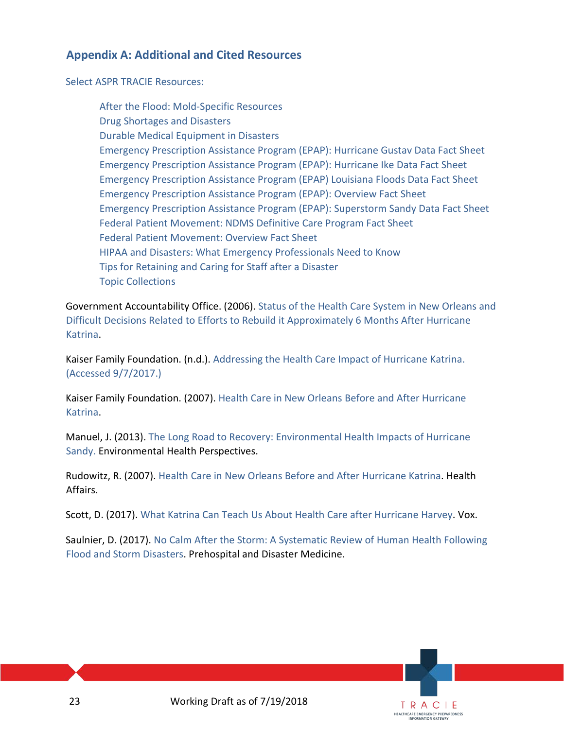## Appendix A: Additional and Cited Resources

Select ASPR TRACIE Resources:

- After the Flood: Mold-Specific Resources
- Drug Shortages and Disasters
- Durable Medical Equipment in Disasters
- Emergency Prescription Assistance Program (EPAP): Hurricane Gustav Data Fact Sheet
- Emergency Prescription Assistance Program (EPAP): Hurricane Ike Data Fact Sheet
- Emergency Prescription Assistance Program (EPAP) Louisiana Floods Data Fact Sheet
- Emergency Prescription Assistance Program (EPAP): Overview Fact Sheet
- Emergency Prescription Assistance Program (EPAP): Superstorm Sandy Data Fact Sheet
- Federal Patient Movement: NDMS Definitive Care Program Fact Sheet
- Federal Patient Movement: Overview Fact Sheet
- HIPAA and Disasters: What Emergency Professionals Need to Know
- Tips for Retaining and Caring for Staff after a Disaster
- Topic Collections

Government Accountability Office. (2006). Status of the Health Care System in New Orleans and Difficult Decisions Related to Efforts to Rebuild it Approximately 6 Months After Hurricane Katrina.

Kaiser Family Foundation. (n.d.). Addressing the Health Care Impact of Hurricane Katrina. (Accessed 9/7/2017.)

Kaiser Family Foundation. (2007). Health Care in New Orleans Before and After Hurricane Katrina.

Manuel, J. (2013). The Long Road to Recovery: Environmental Health Impacts of Hurricane Sandy. Environmental Health Perspectives.

Rudowitz, R. (2007). Health Care in New Orleans Before and After Hurricane Katrina. Health Affairs.

Scott, D. (2017). What Katrina Can Teach Us About Health Care after Hurricane Harvey. Vox.

Saulnier, D. (2017). No Calm After the Storm: A Systematic Review of Human Health Following Flood and Storm Disasters. Prehospital and Disaster Medicine.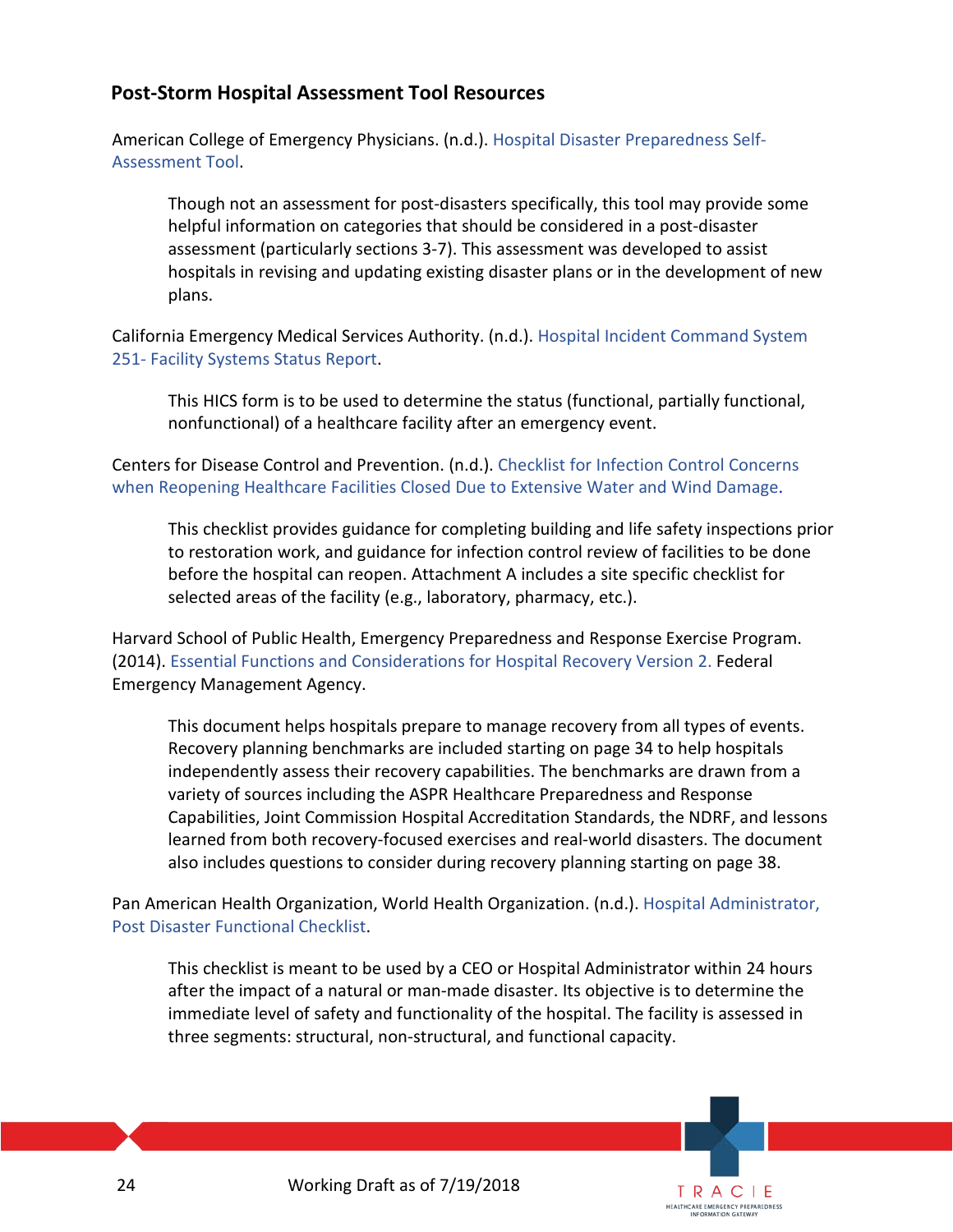## Post-Storm Hospital Assessment Tool Resources

American College of Emergency Physicians. (n.d.). Hospital Disaster Preparedness Self-Assessment Tool.

> Though not an assessment for post-disasters specifically, this tool may provide some helpful information on categories that should be considered in a post-disaster assessment (particularly sections 3-7). This assessment was developed to assist hospitals in revising and updating existing disaster plans or in the development of new plans.

California Emergency Medical Services Authority. (n.d.). Hospital Incident Command System 251- Facility Systems Status Report.

> This HICS form is to be used to determine the status (functional, partially functional, nonfunctional) of a healthcare facility after an emergency event.

Centers for Disease Control and Prevention. (n.d.). Checklist for Infection Control Concerns when Reopening Healthcare Facilities Closed Due to Extensive Water and Wind Damage.

> This checklist provides guidance for completing building and life safety inspections prior to restoration work, and guidance for infection control review of facilities to be done before the hospital can reopen. Attachment A includes a site specific checklist for selected areas of the facility (e.g., laboratory, pharmacy, etc.).

Harvard School of Public Health, Emergency Preparedness and Response Exercise Program. (2014). Essential Functions and Considerations for Hospital Recovery Version 2. Federal Emergency Management Agency.

> This document helps hospitals prepare to manage recovery from all types of events. Recovery planning benchmarks are included starting on page 34 to help hospitals independently assess their recovery capabilities. The benchmarks are drawn from a variety of sources including the ASPR Healthcare Preparedness and Response Capabilities, Joint Commission Hospital Accreditation Standards, the NDRF, and lessons learned from both recovery-focused exercises and real-world disasters. The document also includes questions to consider during recovery planning starting on page 38.

Pan American Health Organization, World Health Organization. (n.d.). Hospital Administrator, Post Disaster Functional Checklist.

> This checklist is meant to be used by a CEO or Hospital Administrator within 24 hours after the impact of a natural or man-made disaster. Its objective is to determine the immediate level of safety and functionality of the hospital. The facility is assessed in three segments: structural, non-structural, and functional capacity.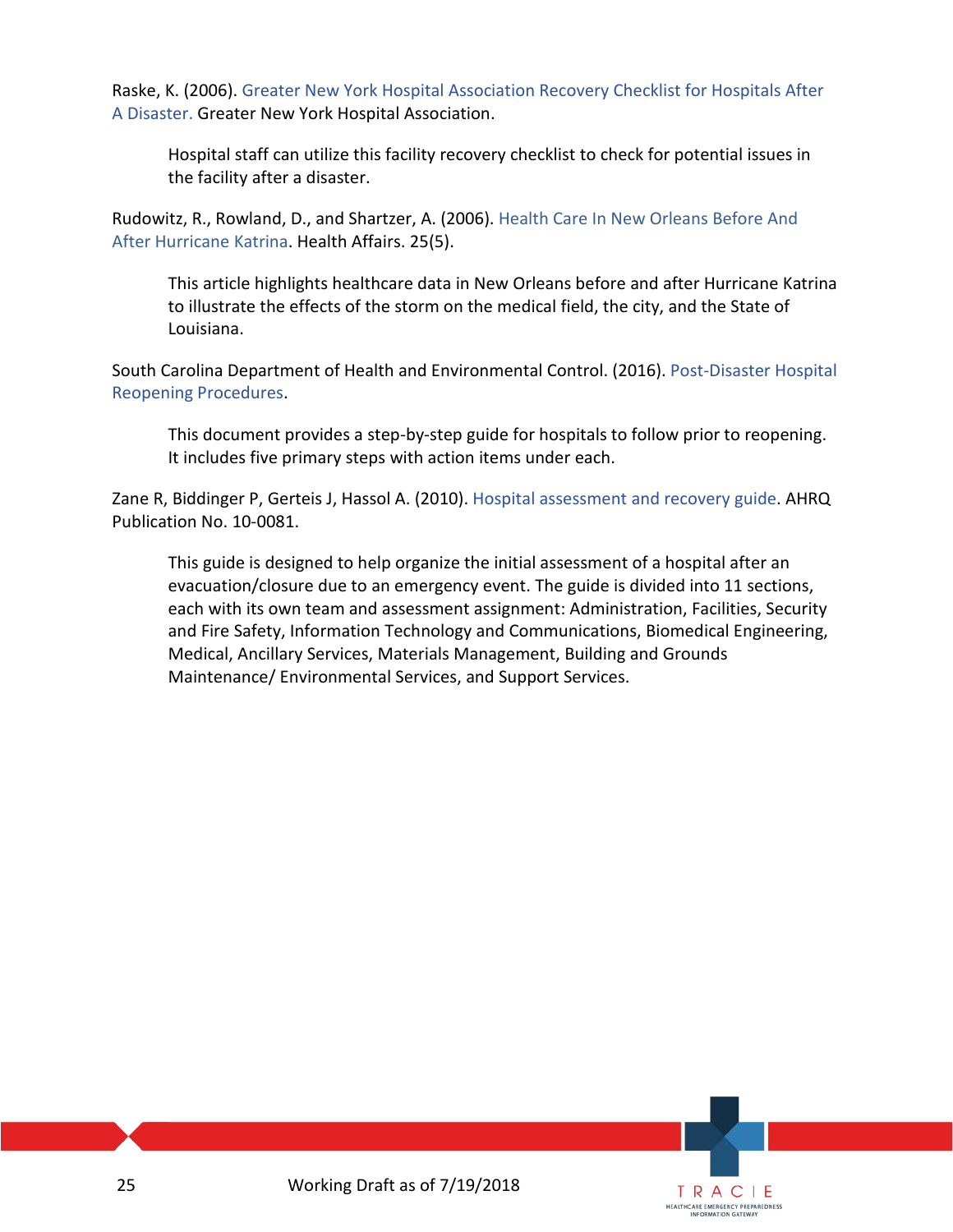Raske, K. (2006). Greater New York Hospital Association Recovery Checklist for Hospitals After A Disaster. Greater New York Hospital Association.

> Hospital staff can utilize this facility recovery checklist to check for potential issues in the facility after a disaster.

Rudowitz, R., Rowland, D., and Shartzer, A. (2006). Health Care In New Orleans Before And After Hurricane Katrina. Health Affairs. 25(5).

> This article highlights healthcare data in New Orleans before and after Hurricane Katrina to illustrate the effects of the storm on the medical field, the city, and the State of Louisiana.

South Carolina Department of Health and Environmental Control. (2016). Post-Disaster Hospital Reopening Procedures.

> This document provides a step-by-step guide for hospitals to follow prior to reopening. It includes five primary steps with action items under each.

Zane R, Biddinger P, Gerteis J, Hassol A. (2010). Hospital assessment and recovery guide. AHRQ Publication No. 10-0081.

> This guide is designed to help organize the initial assessment of a hospital after an evacuation/closure due to an emergency event. The guide is divided into 11 sections, each with its own team and assessment assignment: Administration, Facilities, Security and Fire Safety, Information Technology and Communications, Biomedical Engineering, Medical, Ancillary Services, Materials Management, Building and Grounds Maintenance/ Environmental Services, and Support Services.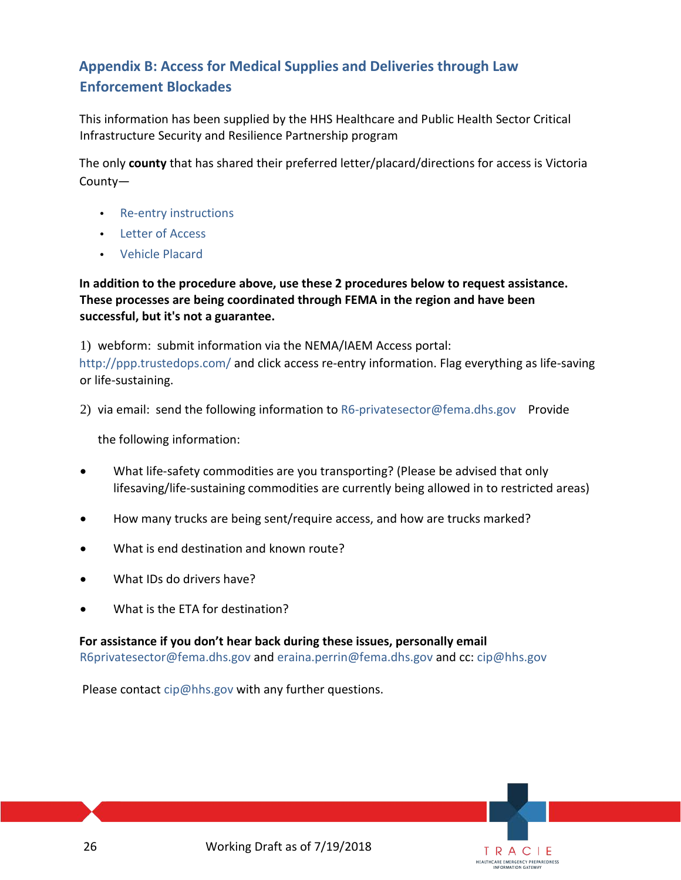## Appendix B: Access for Medical Supplies and Deliveries through Law Enforcement Blockades

This information has been supplied by the HHS Healthcare and Public Health Sector Critical Infrastructure Security and Resilience Partnership program

The only **county** that has shared their preferred letter/placard/directions for access is Victoria County—

- Re-entry instructions
- Letter of Access
- Vehicle Placard

**In addition to the procedure above, use these 2 procedures below to request assistance. These processes are being coordinated through FEMA in the region and have been successful, but it's not a guarantee.**

1) webform: submit information via the NEMA/IAEM Access portal: http://ppp.trustedops.com/ and click access re-entry information. Flag everything as life-saving or life-sustaining.

2) via email: send the following information to R6-privatesector@fema.dhs.gov Provide the following information:

- What life-safety commodities are you transporting? (Please be advised that only lifesaving/life-sustaining commodities are currently being allowed in to restricted areas)
- How many trucks are being sent/require access, and how are trucks marked?
- What is end destination and known route?
- What IDs do drivers have?
- What is the ETA for destination?

**For assistance if you don't hear back during these issues, personally email** R6privatesector@fema.dhs.gov and eraina.perrin@fema.dhs.gov and cc: cip@hhs.gov

Please contact cip@hhs.gov with any further questions.